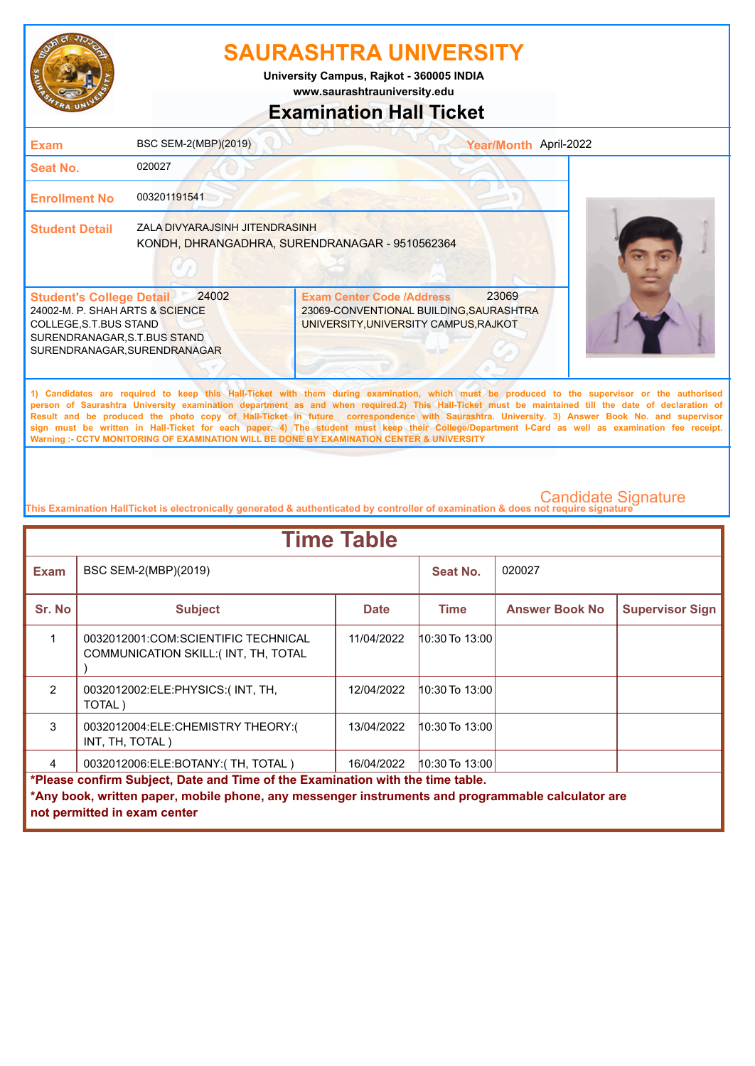# SAURASHTRA UNIVERSITY

**University Campus, Rajkot - 360005 INDIA**
**www.saurashtrauniversity.edu**

## Examination Hall Ticket

| | | | |
|---|---|---|---|
| **Exam** | BSC SEM-2(MBP)(2019) | **Year/Month** | April-2022 |
| **Seat No.** | 020027 | | |
| **Enrollment No** | 003201191541 | | |
| **Student Detail** | ZALA DIVYARAJSINH JITENDRASINH<br>KONDH, DHRANGADHRA, SURENDRANAGAR - 9510562364 | | |

| **Student's College Detail** 24002 | **Exam Center Code /Address** 23069 |
|---|---|
| 24002-M. P. SHAH ARTS & SCIENCE COLLEGE,S.T.BUS STAND SURENDRANAGAR,S.T.BUS STAND SURENDRANAGAR,SURENDRANAGAR | 23069-CONVENTIONAL BUILDING,SAURASHTRA UNIVERSITY,UNIVERSITY CAMPUS,RAJKOT |

**1) Candidates are required to keep this Hall-Ticket with them during examination, which must be produced to the supervisor or the authorised person of Saurashtra University examination department as and when required.2) This Hall-Ticket must be maintained till the date of declaration of Result and be produced the photo copy of Hall-Ticket in future correspondence with Saurashtra. University. 3) Answer Book No. and supervisor sign must be written in Hall-Ticket for each paper. 4) The student must keep their College/Department I-Card as well as examination fee receipt.**
**Warning :- CCTV MONITORING OF EXAMINATION WILL BE DONE BY EXAMINATION CENTER & UNIVERSITY**

Candidate Signature

This Examination HallTicket is electronically generated & authenticated by controller of examination & does not require signature

## Time Table

| **Exam** | BSC SEM-2(MBP)(2019) | | **Seat No.** | 020027 | |
|---|---|---|---|---|---|
| **Sr. No** | **Subject** | **Date** | **Time** | **Answer Book No** | **Supervisor Sign** |
| 1 | 0032012001:COM:SCIENTIFIC TECHNICAL COMMUNICATION SKILL:( INT, TH, TOTAL ) | 11/04/2022 | 10:30 To 13:00 | | |
| 2 | 0032012002:ELE:PHYSICS:( INT, TH, TOTAL ) | 12/04/2022 | 10:30 To 13:00 | | |
| 3 | 0032012004:ELE:CHEMISTRY THEORY:( INT, TH, TOTAL ) | 13/04/2022 | 10:30 To 13:00 | | |
| 4 | 0032012006:ELE:BOTANY:( TH, TOTAL ) | 16/04/2022 | 10:30 To 13:00 | | |

**\*Please confirm Subject, Date and Time of the Examination with the time table.**
**\*Any book, written paper, mobile phone, any messenger instruments and programmable calculator are not permitted in exam center**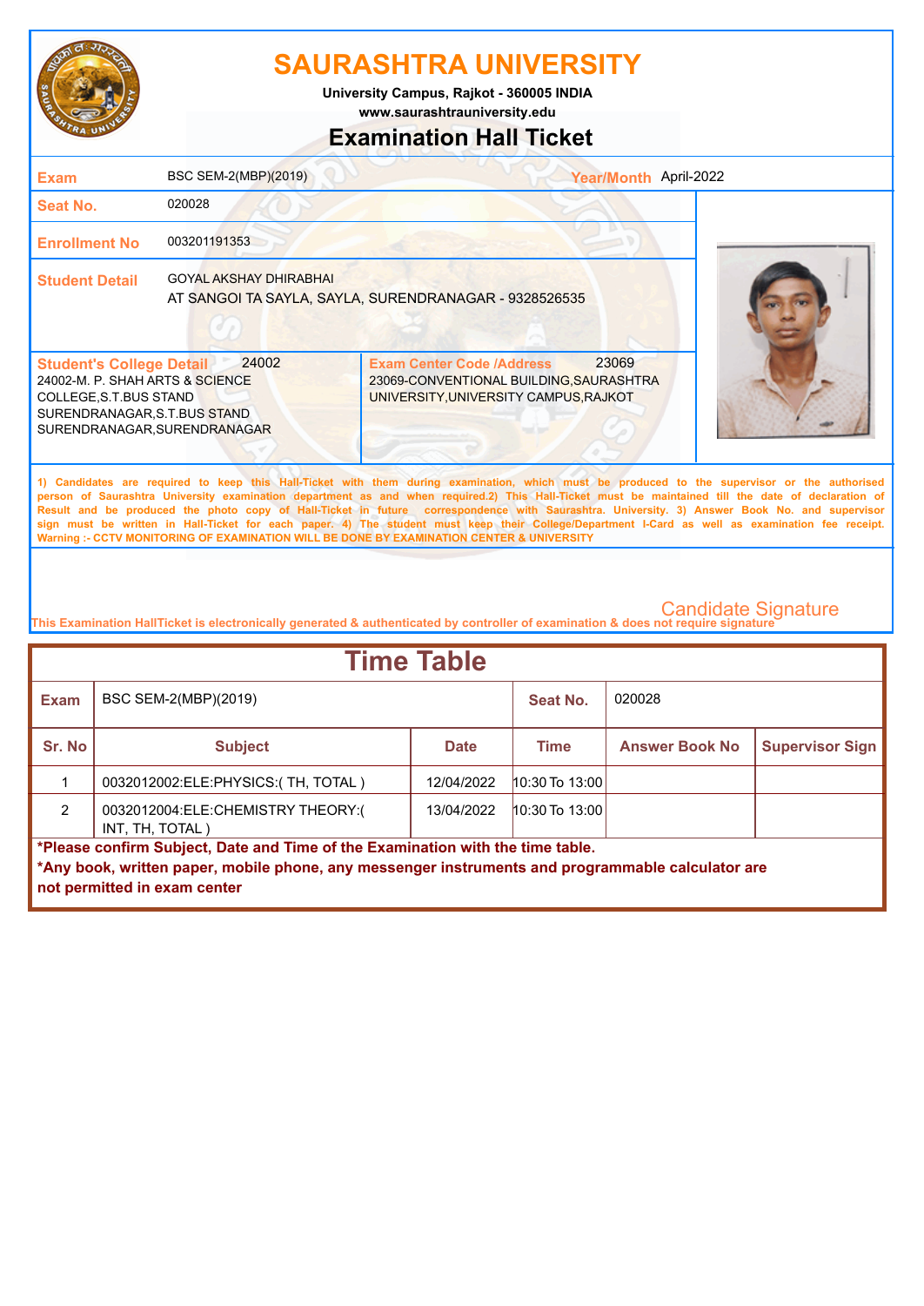# SAURASHTRA UNIVERSITY

University Campus, Rajkot - 360005 INDIA

www.saurashtrauniversity.edu

## Examination Hall Ticket

| | | | |
|---|---|---|---|
| **Exam** | BSC SEM-2(MBP)(2019) | **Year/Month** | April-2022 |
| **Seat No.** | 020028 | | |
| **Enrollment No** | 003201191353 | | |
| **Student Detail** | GOYAL AKSHAY DHIRABHAI<br>AT SANGOI TA SAYLA, SAYLA, SURENDRANAGAR - 9328526535 | | |

| **Student's College Detail** 24002 | **Exam Center Code /Address** 23069 |
|---|---|
| 24002-M. P. SHAH ARTS & SCIENCE COLLEGE,S.T.BUS STAND SURENDRANAGAR,S.T.BUS STAND SURENDRANAGAR,SURENDRANAGAR | 23069-CONVENTIONAL BUILDING,SAURASHTRA UNIVERSITY,UNIVERSITY CAMPUS,RAJKOT |

1) Candidates are required to keep this Hall-Ticket with them during examination, which must be produced to the supervisor or the authorised person of Saurashtra University examination department as and when required.2) This Hall-Ticket must be maintained till the date of declaration of Result and be produced the photo copy of Hall-Ticket in future correspondence with Saurashtra. University. 3) Answer Book No. and supervisor sign must be written in Hall-Ticket for each paper. 4) The student must keep their College/Department I-Card as well as examination fee receipt.
Warning :- CCTV MONITORING OF EXAMINATION WILL BE DONE BY EXAMINATION CENTER & UNIVERSITY

Candidate Signature

This Examination HallTicket is electronically generated & authenticated by controller of examination & does not require signature

## Time Table

| **Exam** | BSC SEM-2(MBP)(2019) | | **Seat No.** | 020028 | |
|---|---|---|---|---|---|
| **Sr. No** | **Subject** | **Date** | **Time** | **Answer Book No** | **Supervisor Sign** |
| 1 | 0032012002:ELE:PHYSICS:( TH, TOTAL ) | 12/04/2022 | 10:30 To 13:00 | | |
| 2 | 0032012004:ELE:CHEMISTRY THEORY:( INT, TH, TOTAL ) | 13/04/2022 | 10:30 To 13:00 | | |

**\*Please confirm Subject, Date and Time of the Examination with the time table.**

**\*Any book, written paper, mobile phone, any messenger instruments and programmable calculator are not permitted in exam center**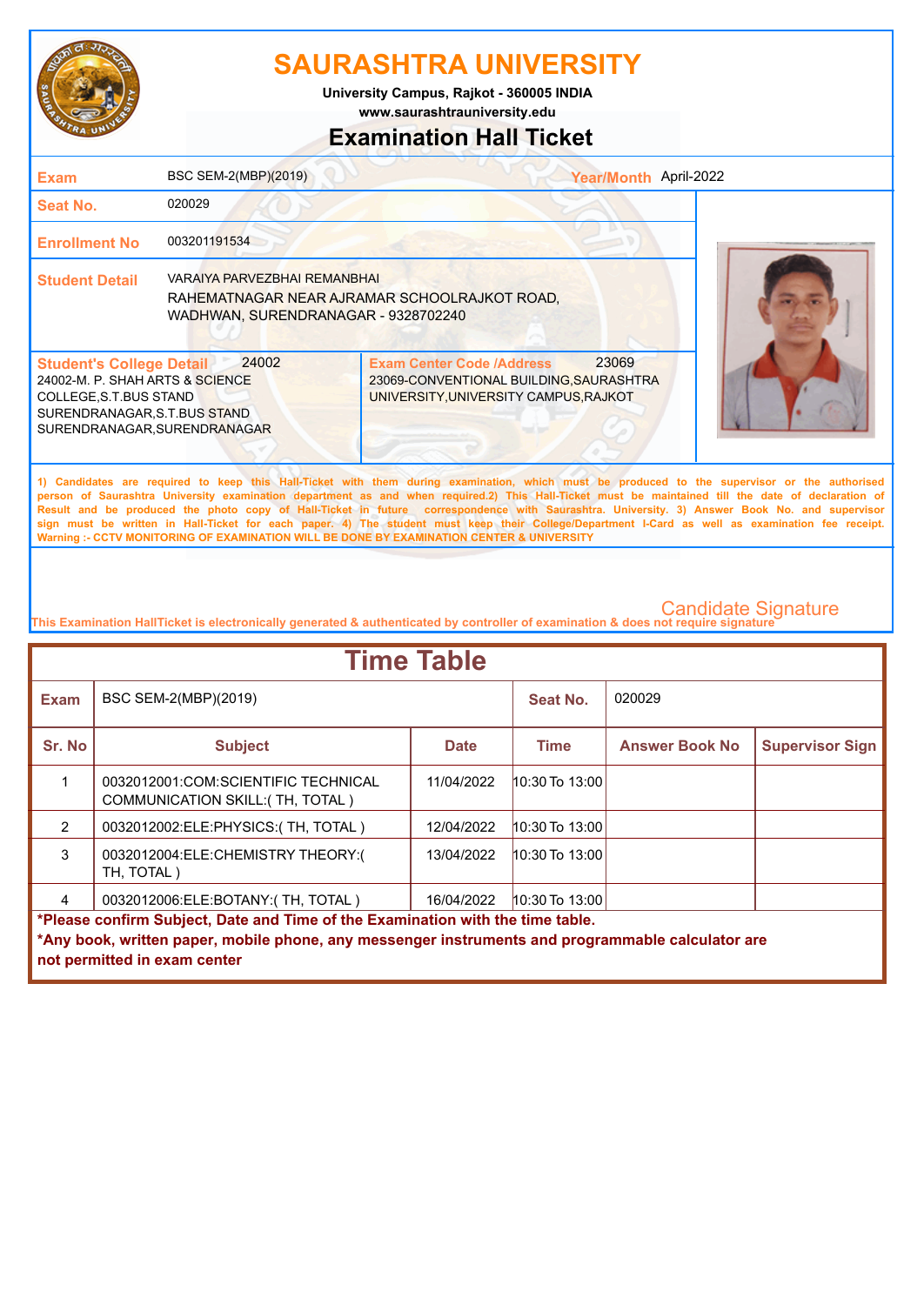# SAURASHTRA UNIVERSITY

**University Campus, Rajkot - 360005 INDIA**

**www.saurashtrauniversity.edu**

## Examination Hall Ticket

| | | | |
|---|---|---|---|
| **Exam** | BSC SEM-2(MBP)(2019) | **Year/Month** | April-2022 |
| **Seat No.** | 020029 | | |
| **Enrollment No** | 003201191534 | | |
| **Student Detail** | VARAIYA PARVEZBHAI REMANBHAI<br>RAHEMATNAGAR NEAR AJRAMAR SCHOOLRAJKOT ROAD, WADHWAN, SURENDRANAGAR - 9328702240 | | |

| **Student's College Detail** 24002 | **Exam Center Code /Address** 23069 |
|---|---|
| 24002-M. P. SHAH ARTS & SCIENCE COLLEGE,S.T.BUS STAND SURENDRANAGAR,S.T.BUS STAND SURENDRANAGAR,SURENDRANAGAR | 23069-CONVENTIONAL BUILDING,SAURASHTRA UNIVERSITY,UNIVERSITY CAMPUS,RAJKOT |

1) Candidates are required to keep this Hall-Ticket with them during examination, which must be produced to the supervisor or the authorised person of Saurashtra University examination department as and when required.2) This Hall-Ticket must be maintained till the date of declaration of Result and be produced the photo copy of Hall-Ticket in future correspondence with Saurashtra. University. 3) Answer Book No. and supervisor sign must be written in Hall-Ticket for each paper. 4) The student must keep their College/Department I-Card as well as examination fee receipt.
Warning :- CCTV MONITORING OF EXAMINATION WILL BE DONE BY EXAMINATION CENTER & UNIVERSITY

Candidate Signature

This Examination HallTicket is electronically generated & authenticated by controller of examination & does not require signature

## Time Table

| **Exam** | BSC SEM-2(MBP)(2019) | | **Seat No.** | 020029 | |
|---|---|---|---|---|---|
| **Sr. No** | **Subject** | **Date** | **Time** | **Answer Book No** | **Supervisor Sign** |
| 1 | 0032012001:COM:SCIENTIFIC TECHNICAL COMMUNICATION SKILL:( TH, TOTAL ) | 11/04/2022 | 10:30 To 13:00 | | |
| 2 | 0032012002:ELE:PHYSICS:( TH, TOTAL ) | 12/04/2022 | 10:30 To 13:00 | | |
| 3 | 0032012004:ELE:CHEMISTRY THEORY:( TH, TOTAL ) | 13/04/2022 | 10:30 To 13:00 | | |
| 4 | 0032012006:ELE:BOTANY:( TH, TOTAL ) | 16/04/2022 | 10:30 To 13:00 | | |

**\*Please confirm Subject, Date and Time of the Examination with the time table.**

**\*Any book, written paper, mobile phone, any messenger instruments and programmable calculator are not permitted in exam center**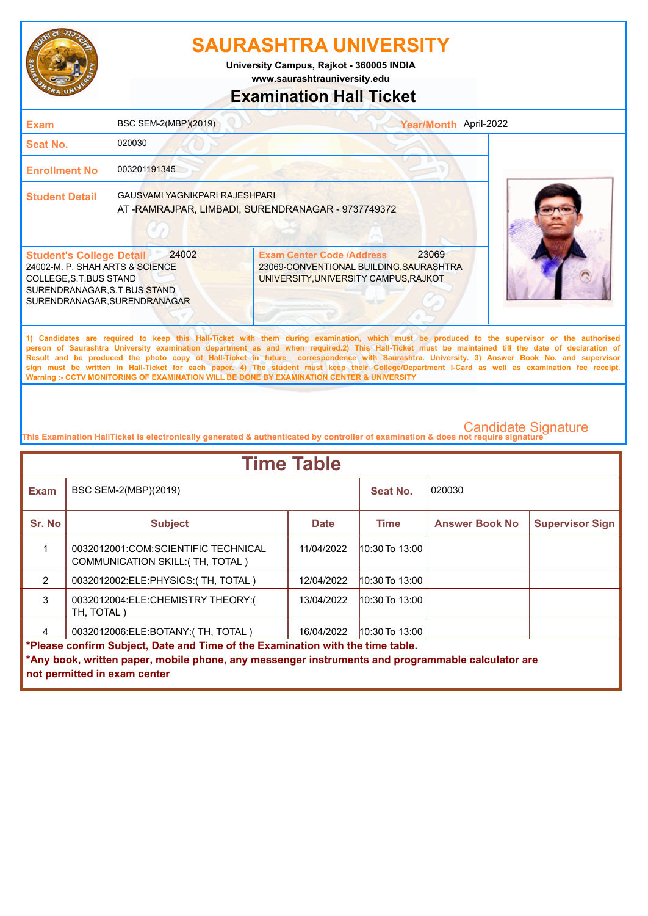# SAURASHTRA UNIVERSITY

University Campus, Rajkot - 360005 INDIA
www.saurashtrauniversity.edu

## Examination Hall Ticket

| | | | |
|---|---|---|---|
| **Exam** | BSC SEM-2(MBP)(2019) | **Year/Month** | April-2022 |
| **Seat No.** | 020030 | | |
| **Enrollment No** | 003201191345 | | |
| **Student Detail** | GAUSVAMI YAGNIKPARI RAJESHPARI<br>AT -RAMRAJPAR, LIMBADI, SURENDRANAGAR - 9737749372 | | |

| **Student's College Detail** 24002 | **Exam Center Code /Address** 23069 |
|---|---|
| 24002-M. P. SHAH ARTS & SCIENCE COLLEGE,S.T.BUS STAND SURENDRANAGAR,S.T.BUS STAND SURENDRANAGAR,SURENDRANAGAR | 23069-CONVENTIONAL BUILDING,SAURASHTRA UNIVERSITY,UNIVERSITY CAMPUS,RAJKOT |

1) Candidates are required to keep this Hall-Ticket with them during examination, which must be produced to the supervisor or the authorised person of Saurashtra University examination department as and when required.2) This Hall-Ticket must be maintained till the date of declaration of Result and be produced the photo copy of Hall-Ticket in future correspondence with Saurashtra. University. 3) Answer Book No. and supervisor sign must be written in Hall-Ticket for each paper. 4) The student must keep their College/Department I-Card as well as examination fee receipt.
Warning :- CCTV MONITORING OF EXAMINATION WILL BE DONE BY EXAMINATION CENTER & UNIVERSITY

Candidate Signature

This Examination HallTicket is electronically generated & authenticated by controller of examination & does not require signature

## Time Table

**Exam:** BSC SEM-2(MBP)(2019) **Seat No.:** 020030

| Sr. No | Subject | Date | Time | Answer Book No | Supervisor Sign |
|---|---|---|---|---|---|
| 1 | 0032012001:COM:SCIENTIFIC TECHNICAL COMMUNICATION SKILL:( TH, TOTAL ) | 11/04/2022 | 10:30 To 13:00 | | |
| 2 | 0032012002:ELE:PHYSICS:( TH, TOTAL ) | 12/04/2022 | 10:30 To 13:00 | | |
| 3 | 0032012004:ELE:CHEMISTRY THEORY:( TH, TOTAL ) | 13/04/2022 | 10:30 To 13:00 | | |
| 4 | 0032012006:ELE:BOTANY:( TH, TOTAL ) | 16/04/2022 | 10:30 To 13:00 | | |

**\*Please confirm Subject, Date and Time of the Examination with the time table.**

**\*Any book, written paper, mobile phone, any messenger instruments and programmable calculator are not permitted in exam center**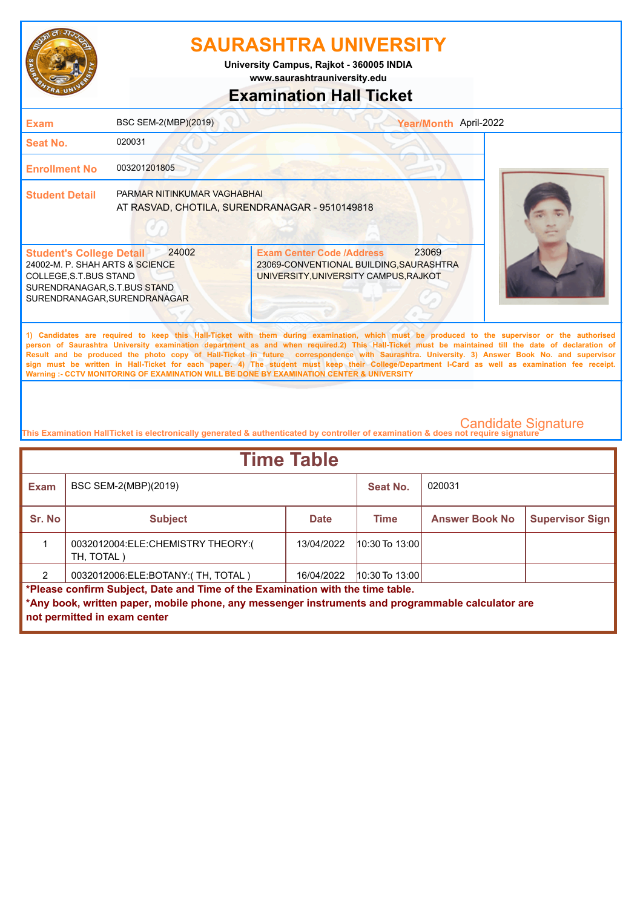# SAURASHTRA UNIVERSITY

**University Campus, Rajkot - 360005 INDIA**

**www.saurashtrauniversity.edu**

## Examination Hall Ticket

| | | | |
|---|---|---|---|
| **Exam** | BSC SEM-2(MBP)(2019) | **Year/Month** | April-2022 |
| **Seat No.** | 020031 | | |
| **Enrollment No** | 003201201805 | | |
| **Student Detail** | PARMAR NITINKUMAR VAGHABHAI<br>AT RASVAD, CHOTILA, SURENDRANAGAR - 9510149818 | | |

**Student's College Detail** 24002
24002-M. P. SHAH ARTS & SCIENCE COLLEGE,S.T.BUS STAND SURENDRANAGAR,S.T.BUS STAND SURENDRANAGAR,SURENDRANAGAR

**Exam Center Code /Address** 23069
23069-CONVENTIONAL BUILDING,SAURASHTRA UNIVERSITY,UNIVERSITY CAMPUS,RAJKOT

1) Candidates are required to keep this Hall-Ticket with them during examination, which must be produced to the supervisor or the authorised person of Saurashtra University examination department as and when required.2) This Hall-Ticket must be maintained till the date of declaration of Result and be produced the photo copy of Hall-Ticket in future correspondence with Saurashtra. University. 3) Answer Book No. and supervisor sign must be written in Hall-Ticket for each paper. 4) The student must keep their College/Department I-Card as well as examination fee receipt.
Warning :- CCTV MONITORING OF EXAMINATION WILL BE DONE BY EXAMINATION CENTER & UNIVERSITY

Candidate Signature

This Examination HallTicket is electronically generated & authenticated by controller of examination & does not require signature

## Time Table

| **Exam** | BSC SEM-2(MBP)(2019) | | **Seat No.** | 020031 | |
|---|---|---|---|---|---|
| **Sr. No** | **Subject** | **Date** | **Time** | **Answer Book No** | **Supervisor Sign** |
| 1 | 0032012004:ELE:CHEMISTRY THEORY:( TH, TOTAL ) | 13/04/2022 | 10:30 To 13:00 | | |
| 2 | 0032012006:ELE:BOTANY:( TH, TOTAL ) | 16/04/2022 | 10:30 To 13:00 | | |

**\*Please confirm Subject, Date and Time of the Examination with the time table.**

**\*Any book, written paper, mobile phone, any messenger instruments and programmable calculator are not permitted in exam center**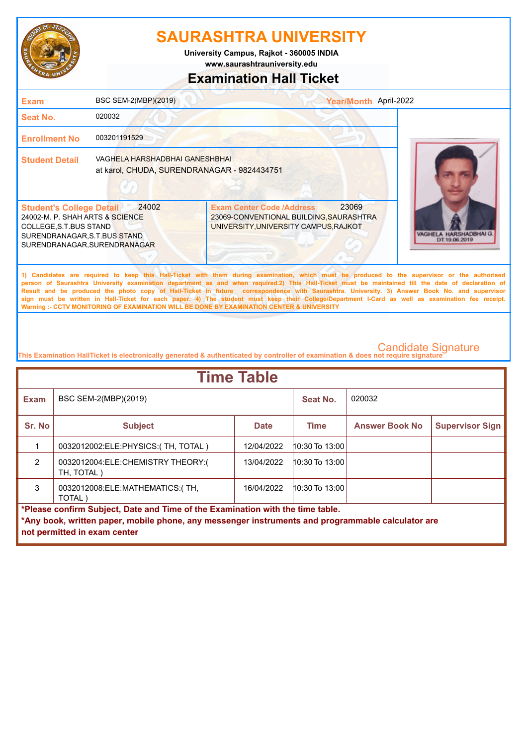# SAURASHTRA UNIVERSITY

**University Campus, Rajkot - 360005 INDIA**
**www.saurashtrauniversity.edu**

## Examination Hall Ticket

| | | | |
|---|---|---|---|
| **Exam** | BSC SEM-2(MBP)(2019) | **Year/Month** | April-2022 |
| **Seat No.** | 020032 | | |
| **Enrollment No** | 003201191529 | | |
| **Student Detail** | VAGHELA HARSHADBHAI GANESHBHAI<br>at karol, CHUDA, SURENDRANAGAR - 9824434751 | | |

**Student's College Detail** 24002
24002-M. P. SHAH ARTS & SCIENCE COLLEGE,S.T.BUS STAND SURENDRANAGAR,S.T.BUS STAND SURENDRANAGAR,SURENDRANAGAR

**Exam Center Code /Address** 23069
23069-CONVENTIONAL BUILDING,SAURASHTRA UNIVERSITY,UNIVERSITY CAMPUS,RAJKOT

VAGHELA HARSHADBHAI G.
DT.19.06.2019

1) Candidates are required to keep this Hall-Ticket with them during examination, which must be produced to the supervisor or the authorised person of Saurashtra University examination department as and when required.2) This Hall-Ticket must be maintained till the date of declaration of Result and be produced the photo copy of Hall-Ticket in future correspondence with Saurashtra. University. 3) Answer Book No. and supervisor sign must be written in Hall-Ticket for each paper. 4) The student must keep their College/Department I-Card as well as examination fee receipt.
Warning :- CCTV MONITORING OF EXAMINATION WILL BE DONE BY EXAMINATION CENTER & UNIVERSITY

Candidate Signature

This Examination HallTicket is electronically generated & authenticated by controller of examination & does not require signature

## Time Table

**Exam:** BSC SEM-2(MBP)(2019) **Seat No.:** 020032

| Sr. No | Subject | Date | Time | Answer Book No | Supervisor Sign |
|---|---|---|---|---|---|
| 1 | 0032012002:ELE:PHYSICS:( TH, TOTAL ) | 12/04/2022 | 10:30 To 13:00 | | |
| 2 | 0032012004:ELE:CHEMISTRY THEORY:( TH, TOTAL ) | 13/04/2022 | 10:30 To 13:00 | | |
| 3 | 0032012008:ELE:MATHEMATICS:( TH, TOTAL ) | 16/04/2022 | 10:30 To 13:00 | | |

**\*Please confirm Subject, Date and Time of the Examination with the time table.**
**\*Any book, written paper, mobile phone, any messenger instruments and programmable calculator are not permitted in exam center**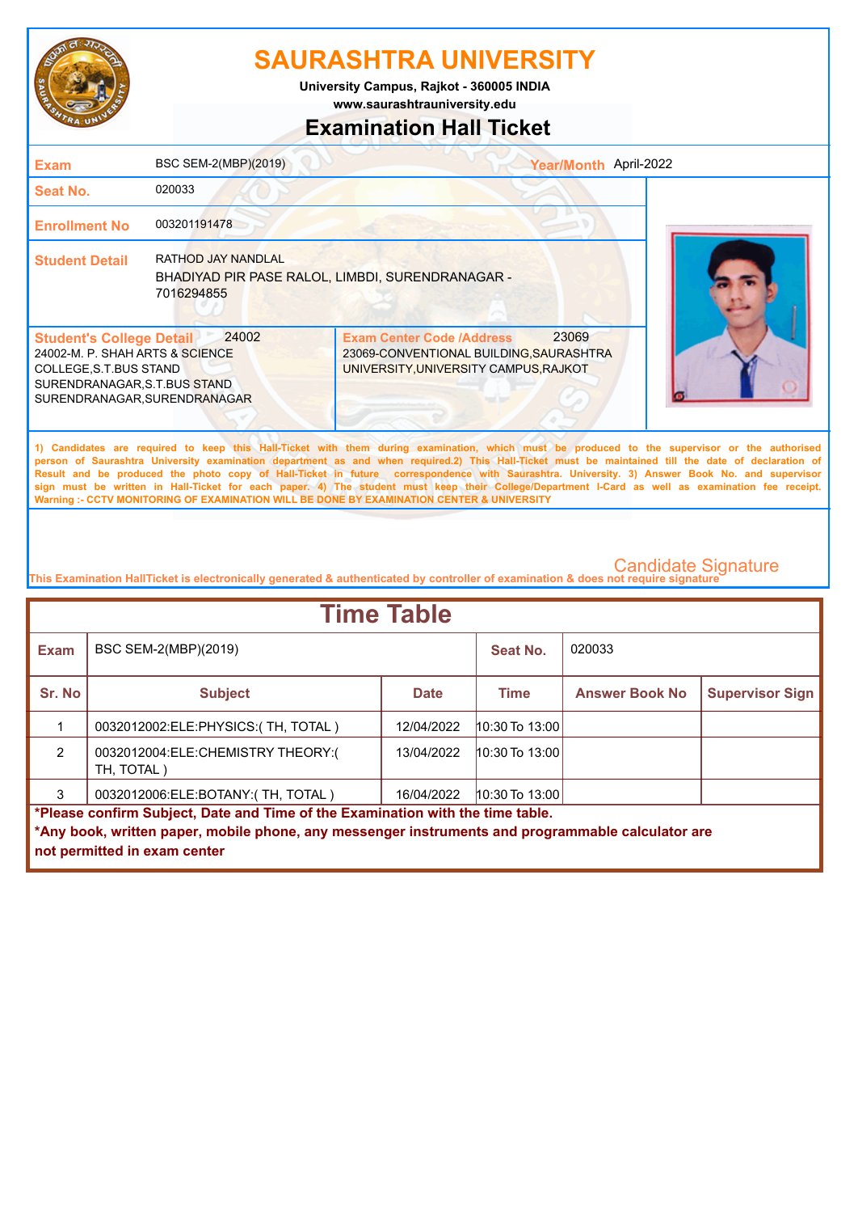# SAURASHTRA UNIVERSITY

University Campus, Rajkot - 360005 INDIA
www.saurashtrauniversity.edu

## Examination Hall Ticket

| | | | |
|---|---|---|---|
| **Exam** | BSC SEM-2(MBP)(2019) | **Year/Month** | April-2022 |
| **Seat No.** | 020033 | | |
| **Enrollment No** | 003201191478 | | |
| **Student Detail** | RATHOD JAY NANDLAL<br>BHADIYAD PIR PASE RALOL, LIMBDI, SURENDRANAGAR - 7016294855 | | |

| **Student's College Detail** 24002 | **Exam Center Code /Address** 23069 |
|---|---|
| 24002-M. P. SHAH ARTS & SCIENCE COLLEGE,S.T.BUS STAND SURENDRANAGAR,S.T.BUS STAND SURENDRANAGAR,SURENDRANAGAR | 23069-CONVENTIONAL BUILDING,SAURASHTRA UNIVERSITY,UNIVERSITY CAMPUS,RAJKOT |

1) Candidates are required to keep this Hall-Ticket with them during examination, which must be produced to the supervisor or the authorised person of Saurashtra University examination department as and when required.2) This Hall-Ticket must be maintained till the date of declaration of Result and be produced the photo copy of Hall-Ticket in future correspondence with Saurashtra. University. 3) Answer Book No. and supervisor sign must be written in Hall-Ticket for each paper. 4) The student must keep their College/Department I-Card as well as examination fee receipt.
Warning :- CCTV MONITORING OF EXAMINATION WILL BE DONE BY EXAMINATION CENTER & UNIVERSITY

Candidate Signature

This Examination HallTicket is electronically generated & authenticated by controller of examination & does not require signature

## Time Table

| **Exam** | BSC SEM-2(MBP)(2019) | | **Seat No.** | 020033 | |
|---|---|---|---|---|---|
| **Sr. No** | **Subject** | **Date** | **Time** | **Answer Book No** | **Supervisor Sign** |
| 1 | 0032012002:ELE:PHYSICS:( TH, TOTAL ) | 12/04/2022 | 10:30 To 13:00 | | |
| 2 | 0032012004:ELE:CHEMISTRY THEORY:( TH, TOTAL ) | 13/04/2022 | 10:30 To 13:00 | | |
| 3 | 0032012006:ELE:BOTANY:( TH, TOTAL ) | 16/04/2022 | 10:30 To 13:00 | | |

**\*Please confirm Subject, Date and Time of the Examination with the time table.**
**\*Any book, written paper, mobile phone, any messenger instruments and programmable calculator are not permitted in exam center**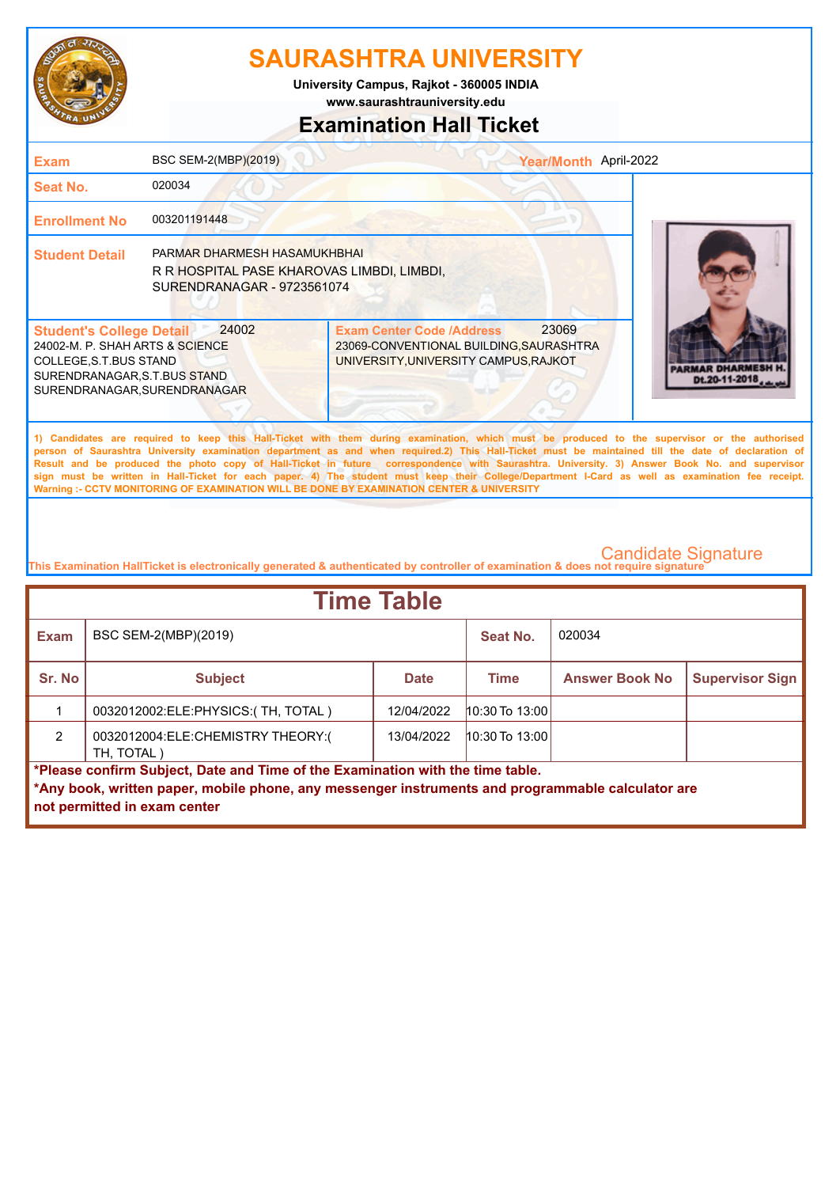# SAURASHTRA UNIVERSITY

**University Campus, Rajkot - 360005 INDIA**
**www.saurashtrauniversity.edu**

## Examination Hall Ticket

| | |
|---|---|
| **Exam** | BSC SEM-2(MBP)(2019) |
| **Year/Month** | April-2022 |
| **Seat No.** | 020034 |
| **Enrollment No** | 003201191448 |
| **Student Detail** | PARMAR DHARMESH HASAMUKHBHAI<br>R R HOSPITAL PASE KHAROVAS LIMBDI, LIMBDI, SURENDRANAGAR - 9723561074 |

| **Student's College Detail** 24002 | **Exam Center Code /Address** 23069 |
|---|---|
| 24002-M. P. SHAH ARTS & SCIENCE COLLEGE,S.T.BUS STAND SURENDRANAGAR,S.T.BUS STAND SURENDRANAGAR,SURENDRANAGAR | 23069-CONVENTIONAL BUILDING,SAURASHTRA UNIVERSITY,UNIVERSITY CAMPUS,RAJKOT |

PARMAR DHARMESH H.
Dt.20-11-2018

1) Candidates are required to keep this Hall-Ticket with them during examination, which must be produced to the supervisor or the authorised person of Saurashtra University examination department as and when required.2) This Hall-Ticket must be maintained till the date of declaration of Result and be produced the photo copy of Hall-Ticket in future correspondence with Saurashtra. University. 3) Answer Book No. and supervisor sign must be written in Hall-Ticket for each paper. 4) The student must keep their College/Department I-Card as well as examination fee receipt.
Warning :- CCTV MONITORING OF EXAMINATION WILL BE DONE BY EXAMINATION CENTER & UNIVERSITY

Candidate Signature

This Examination HallTicket is electronically generated & authenticated by controller of examination & does not require signature

## Time Table

| **Exam** | BSC SEM-2(MBP)(2019) | | **Seat No.** | 020034 | |
|---|---|---|---|---|---|
| **Sr. No** | **Subject** | **Date** | **Time** | **Answer Book No** | **Supervisor Sign** |
| 1 | 0032012002:ELE:PHYSICS:( TH, TOTAL ) | 12/04/2022 | 10:30 To 13:00 | | |
| 2 | 0032012004:ELE:CHEMISTRY THEORY:( TH, TOTAL ) | 13/04/2022 | 10:30 To 13:00 | | |

**\*Please confirm Subject, Date and Time of the Examination with the time table.**
**\*Any book, written paper, mobile phone, any messenger instruments and programmable calculator are not permitted in exam center**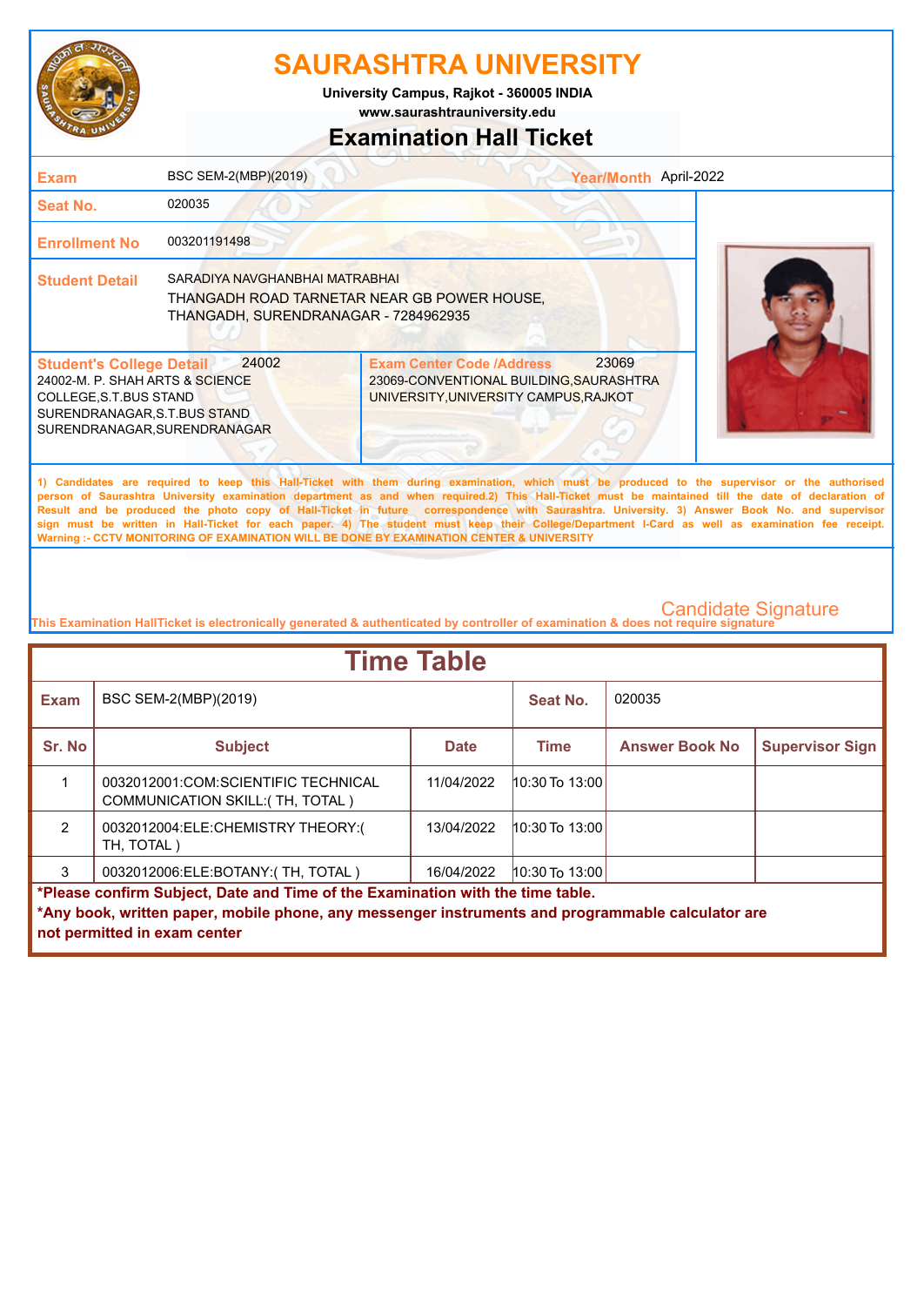# SAURASHTRA UNIVERSITY

**University Campus, Rajkot - 360005 INDIA**
**www.saurashtrauniversity.edu**

## Examination Hall Ticket

| | | | |
|---|---|---|---|
| **Exam** | BSC SEM-2(MBP)(2019) | **Year/Month** | April-2022 |
| **Seat No.** | 020035 | | |
| **Enrollment No** | 003201191498 | | |
| **Student Detail** | SARADIYA NAVGHANBHAI MATRABHAI<br>THANGADH ROAD TARNETAR NEAR GB POWER HOUSE, THANGADH, SURENDRANAGAR - 7284962935 | | |

| **Student's College Detail** 24002 | **Exam Center Code /Address** 23069 |
|---|---|
| 24002-M. P. SHAH ARTS & SCIENCE COLLEGE,S.T.BUS STAND SURENDRANAGAR,S.T.BUS STAND SURENDRANAGAR,SURENDRANAGAR | 23069-CONVENTIONAL BUILDING,SAURASHTRA UNIVERSITY,UNIVERSITY CAMPUS,RAJKOT |

1) Candidates are required to keep this Hall-Ticket with them during examination, which must be produced to the supervisor or the authorised person of Saurashtra University examination department as and when required.2) This Hall-Ticket must be maintained till the date of declaration of Result and be produced the photo copy of Hall-Ticket in future correspondence with Saurashtra. University. 3) Answer Book No. and supervisor sign must be written in Hall-Ticket for each paper. 4) The student must keep their College/Department I-Card as well as examination fee receipt.
Warning :- CCTV MONITORING OF EXAMINATION WILL BE DONE BY EXAMINATION CENTER & UNIVERSITY

Candidate Signature

This Examination HallTicket is electronically generated & authenticated by controller of examination & does not require signature

## Time Table

| **Exam** | BSC SEM-2(MBP)(2019) | **Seat No.** | 020035 | | |
|---|---|---|---|---|---|
| **Sr. No** | **Subject** | **Date** | **Time** | **Answer Book No** | **Supervisor Sign** |
| 1 | 0032012001:COM:SCIENTIFIC TECHNICAL COMMUNICATION SKILL:( TH, TOTAL ) | 11/04/2022 | 10:30 To 13:00 | | |
| 2 | 0032012004:ELE:CHEMISTRY THEORY:( TH, TOTAL ) | 13/04/2022 | 10:30 To 13:00 | | |
| 3 | 0032012006:ELE:BOTANY:( TH, TOTAL ) | 16/04/2022 | 10:30 To 13:00 | | |

**\*Please confirm Subject, Date and Time of the Examination with the time table.**
**\*Any book, written paper, mobile phone, any messenger instruments and programmable calculator are not permitted in exam center**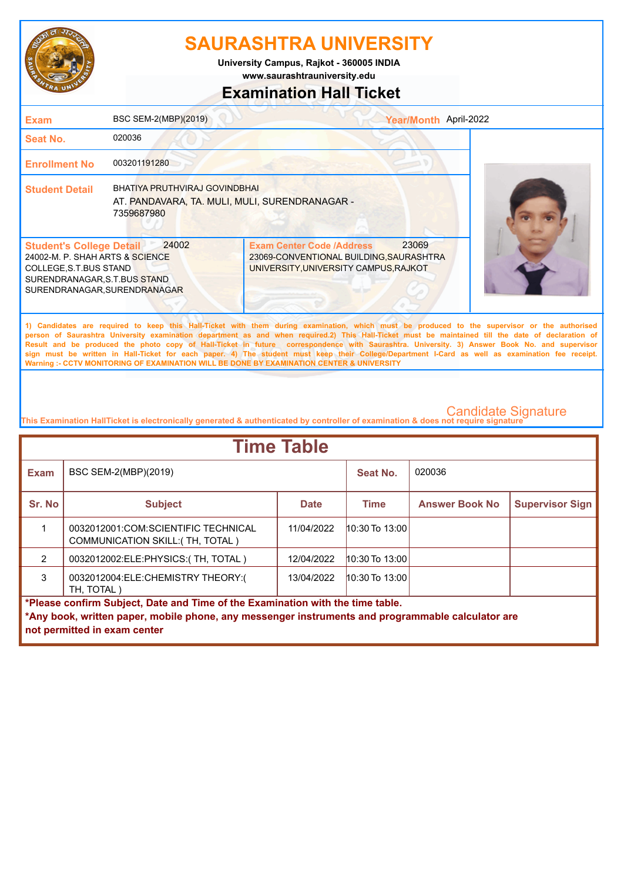# SAURASHTRA UNIVERSITY

**University Campus, Rajkot - 360005 INDIA**

**www.saurashtrauniversity.edu**

## Examination Hall Ticket

| | | | |
|---|---|---|---|
| **Exam** | BSC SEM-2(MBP)(2019) | **Year/Month** | April-2022 |
| **Seat No.** | 020036 | | |
| **Enrollment No** | 003201191280 | | |
| **Student Detail** | BHATIYA PRUTHVIRAJ GOVINDBHAI<br>AT. PANDAVARA, TA. MULI, MULI, SURENDRANAGAR - 7359687980 | | |

| **Student's College Detail** 24002 | **Exam Center Code /Address** 23069 |
|---|---|
| 24002-M. P. SHAH ARTS & SCIENCE COLLEGE,S.T.BUS STAND SURENDRANAGAR,S.T.BUS STAND SURENDRANAGAR,SURENDRANAGAR | 23069-CONVENTIONAL BUILDING,SAURASHTRA UNIVERSITY,UNIVERSITY CAMPUS,RAJKOT |

1) Candidates are required to keep this Hall-Ticket with them during examination, which must be produced to the supervisor or the authorised person of Saurashtra University examination department as and when required.2) This Hall-Ticket must be maintained till the date of declaration of Result and be produced the photo copy of Hall-Ticket in future correspondence with Saurashtra. University. 3) Answer Book No. and supervisor sign must be written in Hall-Ticket for each paper. 4) The student must keep their College/Department I-Card as well as examination fee receipt.
**Warning :- CCTV MONITORING OF EXAMINATION WILL BE DONE BY EXAMINATION CENTER & UNIVERSITY**

Candidate Signature

This Examination HallTicket is electronically generated & authenticated by controller of examination & does not require signature

## Time Table

| **Exam** | BSC SEM-2(MBP)(2019) | | **Seat No.** | 020036 | |
|---|---|---|---|---|---|
| **Sr. No** | **Subject** | **Date** | **Time** | **Answer Book No** | **Supervisor Sign** |
| 1 | 0032012001:COM:SCIENTIFIC TECHNICAL COMMUNICATION SKILL:( TH, TOTAL ) | 11/04/2022 | 10:30 To 13:00 | | |
| 2 | 0032012002:ELE:PHYSICS:( TH, TOTAL ) | 12/04/2022 | 10:30 To 13:00 | | |
| 3 | 0032012004:ELE:CHEMISTRY THEORY:( TH, TOTAL ) | 13/04/2022 | 10:30 To 13:00 | | |

**\*Please confirm Subject, Date and Time of the Examination with the time table.**

**\*Any book, written paper, mobile phone, any messenger instruments and programmable calculator are not permitted in exam center**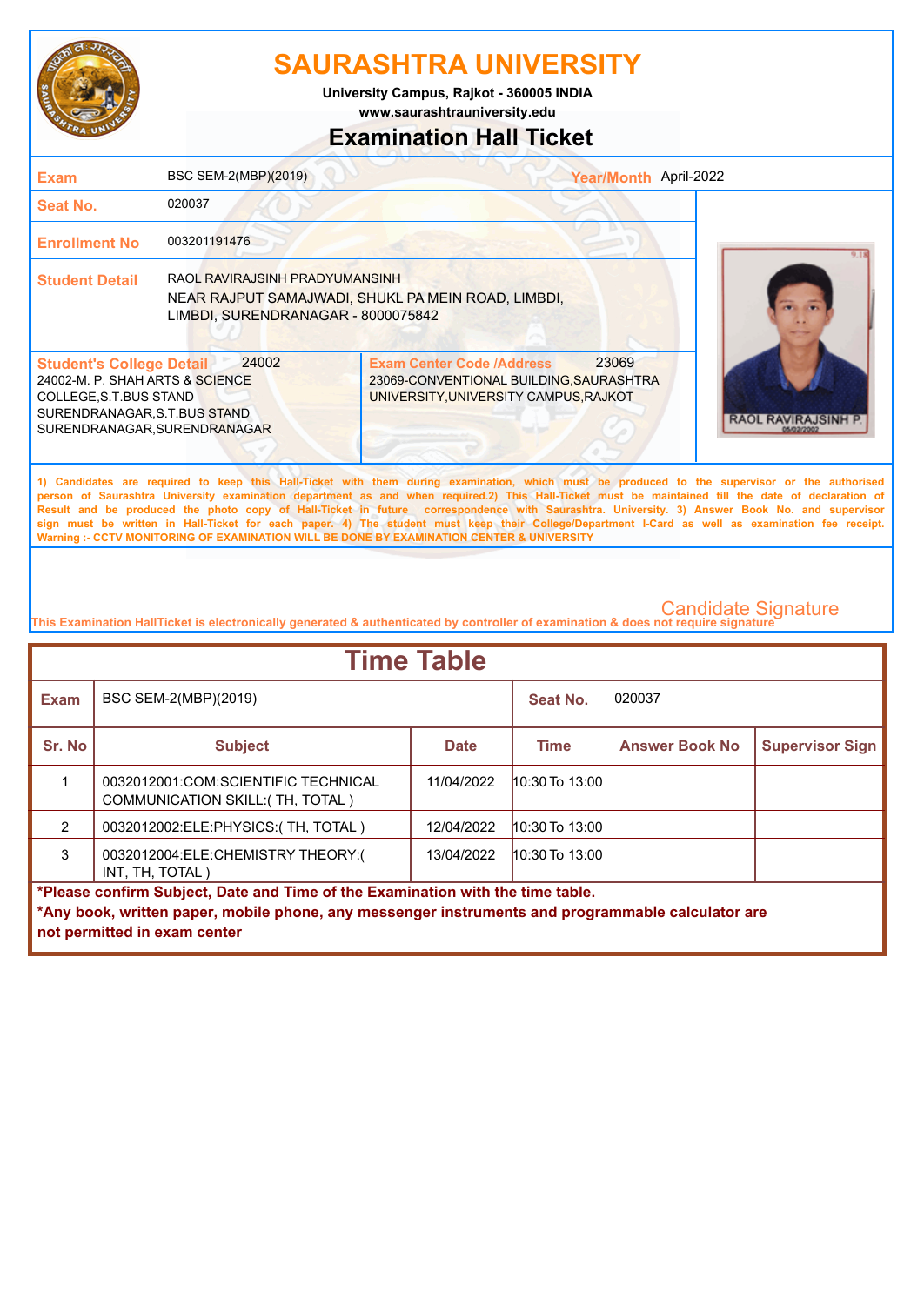# SAURASHTRA UNIVERSITY

**University Campus, Rajkot - 360005 INDIA**
**www.saurashtrauniversity.edu**

## Examination Hall Ticket

| | | | |
|---|---|---|---|
| **Exam** | BSC SEM-2(MBP)(2019) | **Year/Month** | April-2022 |
| **Seat No.** | 020037 | | |
| **Enrollment No** | 003201191476 | | |
| **Student Detail** | RAOL RAVIRAJSINH PRADYUMANSINH<br>NEAR RAJPUT SAMAJWADI, SHUKL PA MEIN ROAD, LIMBDI, LIMBDI, SURENDRANAGAR - 8000075842 | | |

| **Student's College Detail** 24002 | **Exam Center Code /Address** 23069 |
|---|---|
| 24002-M. P. SHAH ARTS & SCIENCE COLLEGE,S.T.BUS STAND SURENDRANAGAR,S.T.BUS STAND SURENDRANAGAR,SURENDRANAGAR | 23069-CONVENTIONAL BUILDING,SAURASHTRA UNIVERSITY,UNIVERSITY CAMPUS,RAJKOT |

RAOL RAVIRAJSINH P.

1) Candidates are required to keep this Hall-Ticket with them during examination, which must be produced to the supervisor or the authorised person of Saurashtra University examination department as and when required.2) This Hall-Ticket must be maintained till the date of declaration of Result and be produced the photo copy of Hall-Ticket in future correspondence with Saurashtra. University. 3) Answer Book No. and supervisor sign must be written in Hall-Ticket for each paper. 4) The student must keep their College/Department I-Card as well as examination fee receipt.
Warning :- CCTV MONITORING OF EXAMINATION WILL BE DONE BY EXAMINATION CENTER & UNIVERSITY

Candidate Signature

This Examination HallTicket is electronically generated & authenticated by controller of examination & does not require signature

## Time Table

| **Exam** | BSC SEM-2(MBP)(2019) | | **Seat No.** | 020037 | |
|---|---|---|---|---|---|
| **Sr. No** | **Subject** | **Date** | **Time** | **Answer Book No** | **Supervisor Sign** |
| 1 | 0032012001:COM:SCIENTIFIC TECHNICAL COMMUNICATION SKILL:( TH, TOTAL ) | 11/04/2022 | 10:30 To 13:00 | | |
| 2 | 0032012002:ELE:PHYSICS:( TH, TOTAL ) | 12/04/2022 | 10:30 To 13:00 | | |
| 3 | 0032012004:ELE:CHEMISTRY THEORY:( INT, TH, TOTAL ) | 13/04/2022 | 10:30 To 13:00 | | |

**\*Please confirm Subject, Date and Time of the Examination with the time table.**
**\*Any book, written paper, mobile phone, any messenger instruments and programmable calculator are not permitted in exam center**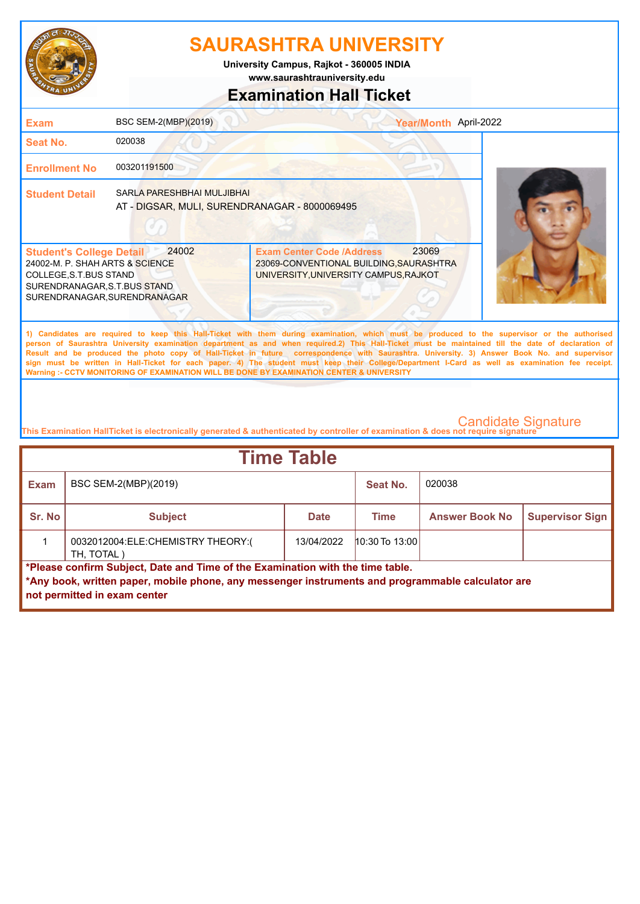# SAURASHTRA UNIVERSITY

**University Campus, Rajkot - 360005 INDIA**
**www.saurashtrauniversity.edu**

## Examination Hall Ticket

| | | | |
|---|---|---|---|
| **Exam** | BSC SEM-2(MBP)(2019) | **Year/Month** | April-2022 |
| **Seat No.** | 020038 | | |
| **Enrollment No** | 003201191500 | | |
| **Student Detail** | SARLA PARESHBHAI MULJIBHAI<br>AT - DIGSAR, MULI, SURENDRANAGAR - 8000069495 | | |

| **Student's College Detail** 24002 | **Exam Center Code /Address** 23069 |
|---|---|
| 24002-M. P. SHAH ARTS & SCIENCE COLLEGE,S.T.BUS STAND SURENDRANAGAR,S.T.BUS STAND SURENDRANAGAR,SURENDRANAGAR | 23069-CONVENTIONAL BUILDING,SAURASHTRA UNIVERSITY,UNIVERSITY CAMPUS,RAJKOT |

**1) Candidates are required to keep this Hall-Ticket with them during examination, which must be produced to the supervisor or the authorised person of Saurashtra University examination department as and when required.2) This Hall-Ticket must be maintained till the date of declaration of Result and be produced the photo copy of Hall-Ticket in future correspondence with Saurashtra. University. 3) Answer Book No. and supervisor sign must be written in Hall-Ticket for each paper. 4) The student must keep their College/Department I-Card as well as examination fee receipt.**
**Warning :- CCTV MONITORING OF EXAMINATION WILL BE DONE BY EXAMINATION CENTER & UNIVERSITY**

Candidate Signature

This Examination HallTicket is electronically generated & authenticated by controller of examination & does not require signature

## Time Table

| **Exam** | BSC SEM-2(MBP)(2019) | | **Seat No.** | 020038 | |
|---|---|---|---|---|---|
| **Sr. No** | **Subject** | **Date** | **Time** | **Answer Book No** | **Supervisor Sign** |
| 1 | 0032012004:ELE:CHEMISTRY THEORY:( TH, TOTAL ) | 13/04/2022 | 10:30 To 13:00 | | |

**\*Please confirm Subject, Date and Time of the Examination with the time table.**
**\*Any book, written paper, mobile phone, any messenger instruments and programmable calculator are not permitted in exam center**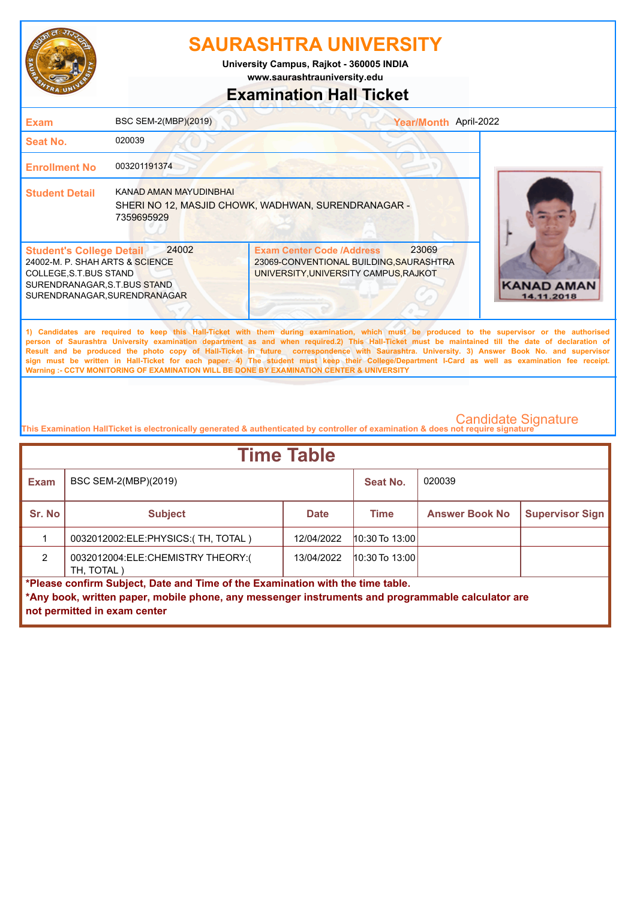# SAURASHTRA UNIVERSITY

University Campus, Rajkot - 360005 INDIA
www.saurashtrauniversity.edu

## Examination Hall Ticket

| | | | |
|---|---|---|---|
| **Exam** | BSC SEM-2(MBP)(2019) | **Year/Month** | April-2022 |
| **Seat No.** | 020039 | | |
| **Enrollment No** | 003201191374 | | |
| **Student Detail** | KANAD AMAN MAYUDINBHAI<br>SHERI NO 12, MASJID CHOWK, WADHWAN, SURENDRANAGAR - 7359695929 | | |

**Student's College Detail** 24002
24002-M. P. SHAH ARTS & SCIENCE COLLEGE,S.T.BUS STAND SURENDRANAGAR,S.T.BUS STAND SURENDRANAGAR,SURENDRANAGAR

**Exam Center Code /Address** 23069
23069-CONVENTIONAL BUILDING,SAURASHTRA UNIVERSITY,UNIVERSITY CAMPUS,RAJKOT

KANAD AMAN
14.11.2018

1) Candidates are required to keep this Hall-Ticket with them during examination, which must be produced to the supervisor or the authorised person of Saurashtra University examination department as and when required.2) This Hall-Ticket must be maintained till the date of declaration of Result and be produced the photo copy of Hall-Ticket in future correspondence with Saurashtra. University. 3) Answer Book No. and supervisor sign must be written in Hall-Ticket for each paper. 4) The student must keep their College/Department I-Card as well as examination fee receipt.
Warning :- CCTV MONITORING OF EXAMINATION WILL BE DONE BY EXAMINATION CENTER & UNIVERSITY

Candidate Signature

This Examination HallTicket is electronically generated & authenticated by controller of examination & does not require signature

## Time Table

| **Exam** | BSC SEM-2(MBP)(2019) | | **Seat No.** | 020039 | |
|---|---|---|---|---|---|
| **Sr. No** | **Subject** | **Date** | **Time** | **Answer Book No** | **Supervisor Sign** |
| 1 | 0032012002:ELE:PHYSICS:( TH, TOTAL ) | 12/04/2022 | 10:30 To 13:00 | | |
| 2 | 0032012004:ELE:CHEMISTRY THEORY:( TH, TOTAL ) | 13/04/2022 | 10:30 To 13:00 | | |

**\*Please confirm Subject, Date and Time of the Examination with the time table.**
**\*Any book, written paper, mobile phone, any messenger instruments and programmable calculator are not permitted in exam center**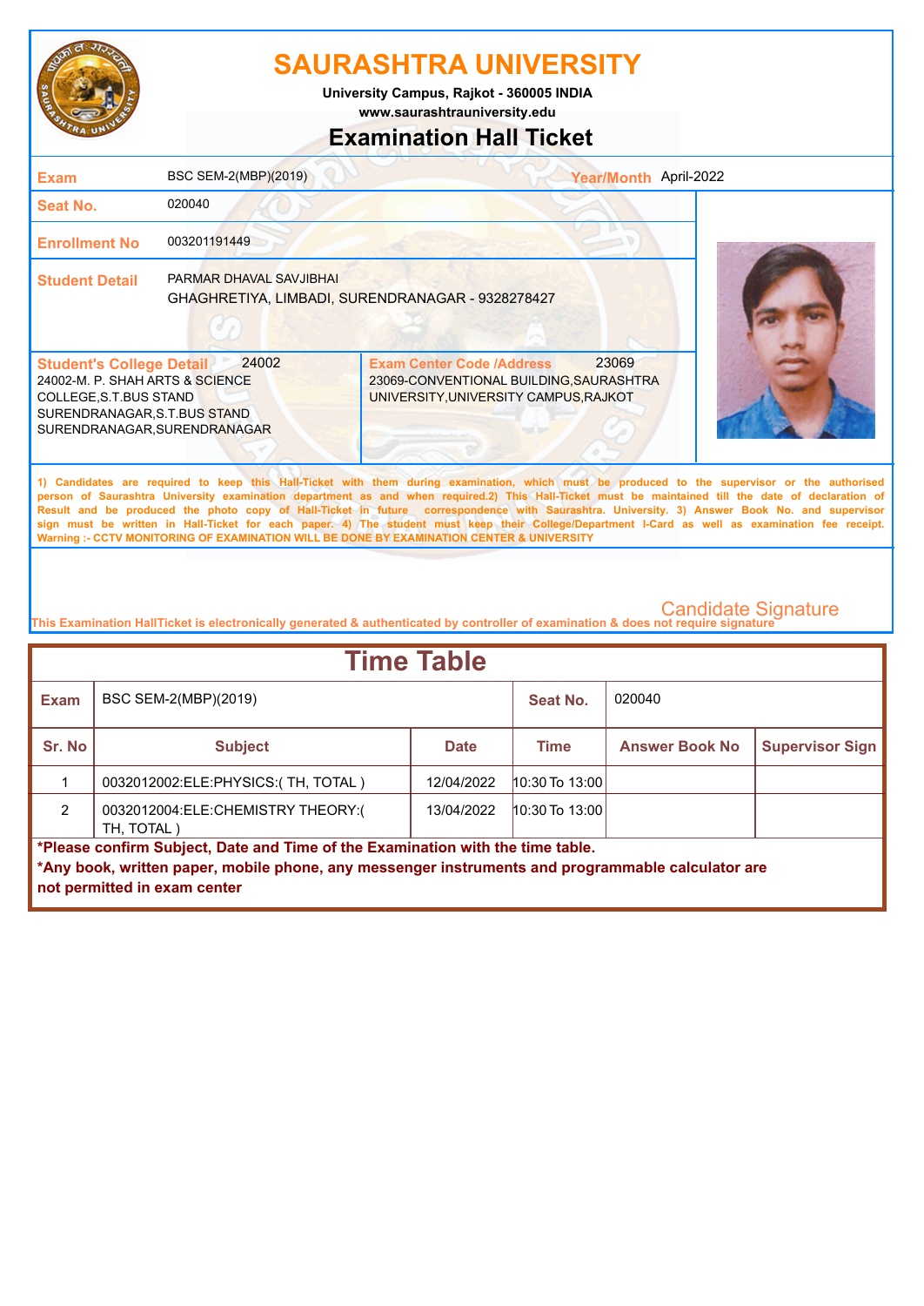# SAURASHTRA UNIVERSITY

University Campus, Rajkot - 360005 INDIA
www.saurashtrauniversity.edu

## Examination Hall Ticket

| | | | |
|---|---|---|---|
| **Exam** | BSC SEM-2(MBP)(2019) | **Year/Month** | April-2022 |
| **Seat No.** | 020040 | | |
| **Enrollment No** | 003201191449 | | |
| **Student Detail** | PARMAR DHAVAL SAVJIBHAI<br>GHAGHRETIYA, LIMBADI, SURENDRANAGAR - 9328278427 | | |

| **Student's College Detail** 24002 | **Exam Center Code /Address** 23069 |
|---|---|
| 24002-M. P. SHAH ARTS & SCIENCE COLLEGE,S.T.BUS STAND SURENDRANAGAR,S.T.BUS STAND SURENDRANAGAR,SURENDRANAGAR | 23069-CONVENTIONAL BUILDING,SAURASHTRA UNIVERSITY,UNIVERSITY CAMPUS,RAJKOT |

1) Candidates are required to keep this Hall-Ticket with them during examination, which must be produced to the supervisor or the authorised person of Saurashtra University examination department as and when required.2) This Hall-Ticket must be maintained till the date of declaration of Result and be produced the photo copy of Hall-Ticket in future correspondence with Saurashtra. University. 3) Answer Book No. and supervisor sign must be written in Hall-Ticket for each paper. 4) The student must keep their College/Department I-Card as well as examination fee receipt.
Warning :- CCTV MONITORING OF EXAMINATION WILL BE DONE BY EXAMINATION CENTER & UNIVERSITY

Candidate Signature

This Examination HallTicket is electronically generated & authenticated by controller of examination & does not require signature

## Time Table

| **Exam** | BSC SEM-2(MBP)(2019) | | **Seat No.** | 020040 | |
|---|---|---|---|---|---|
| **Sr. No** | **Subject** | **Date** | **Time** | **Answer Book No** | **Supervisor Sign** |
| 1 | 0032012002:ELE:PHYSICS:( TH, TOTAL ) | 12/04/2022 | 10:30 To 13:00 | | |
| 2 | 0032012004:ELE:CHEMISTRY THEORY:( TH, TOTAL ) | 13/04/2022 | 10:30 To 13:00 | | |

**\*Please confirm Subject, Date and Time of the Examination with the time table.**
**\*Any book, written paper, mobile phone, any messenger instruments and programmable calculator are not permitted in exam center**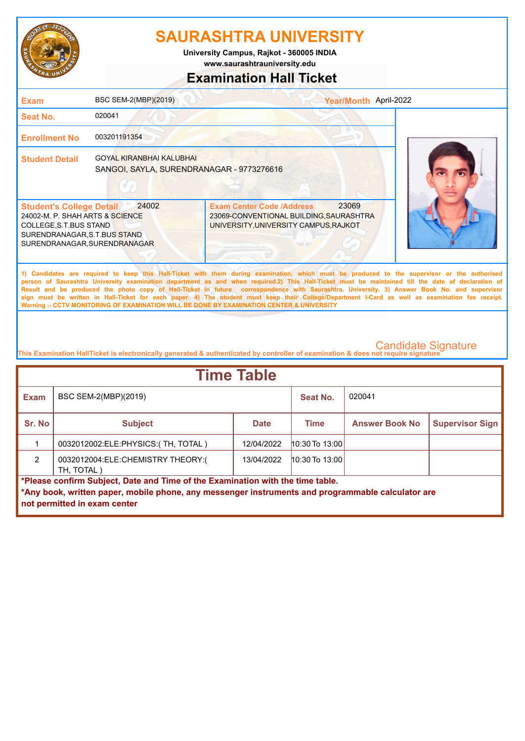# SAURASHTRA UNIVERSITY

**University Campus, Rajkot - 360005 INDIA**

**www.saurashtrauniversity.edu**

## Examination Hall Ticket

| | | | |
|---|---|---|---|
| **Exam** | BSC SEM-2(MBP)(2019) | **Year/Month** | April-2022 |
| **Seat No.** | 020041 | | |
| **Enrollment No** | 003201191354 | | |
| **Student Detail** | GOYAL KIRANBHAI KALUBHAI<br>SANGOI, SAYLA, SURENDRANAGAR - 9773276616 | | |

| **Student's College Detail** 24002 | **Exam Center Code /Address** 23069 |
|---|---|
| 24002-M. P. SHAH ARTS & SCIENCE COLLEGE,S.T.BUS STAND SURENDRANAGAR,S.T.BUS STAND SURENDRANAGAR,SURENDRANAGAR | 23069-CONVENTIONAL BUILDING,SAURASHTRA UNIVERSITY,UNIVERSITY CAMPUS,RAJKOT |

1) Candidates are required to keep this Hall-Ticket with them during examination, which must be produced to the supervisor or the authorised person of Saurashtra University examination department as and when required.2) This Hall-Ticket must be maintained till the date of declaration of Result and be produced the photo copy of Hall-Ticket in future correspondence with Saurashtra. University. 3) Answer Book No. and supervisor sign must be written in Hall-Ticket for each paper. 4) The student must keep their College/Department I-Card as well as examination fee receipt.
Warning :- CCTV MONITORING OF EXAMINATION WILL BE DONE BY EXAMINATION CENTER & UNIVERSITY

Candidate Signature

This Examination HallTicket is electronically generated & authenticated by controller of examination & does not require signature

## Time Table

| **Exam** | BSC SEM-2(MBP)(2019) | | **Seat No.** | 020041 | |
|---|---|---|---|---|---|
| **Sr. No** | **Subject** | **Date** | **Time** | **Answer Book No** | **Supervisor Sign** |
| 1 | 0032012002:ELE:PHYSICS:( TH, TOTAL ) | 12/04/2022 | 10:30 To 13:00 | | |
| 2 | 0032012004:ELE:CHEMISTRY THEORY:( TH, TOTAL ) | 13/04/2022 | 10:30 To 13:00 | | |

**\*Please confirm Subject, Date and Time of the Examination with the time table.**

**\*Any book, written paper, mobile phone, any messenger instruments and programmable calculator are not permitted in exam center**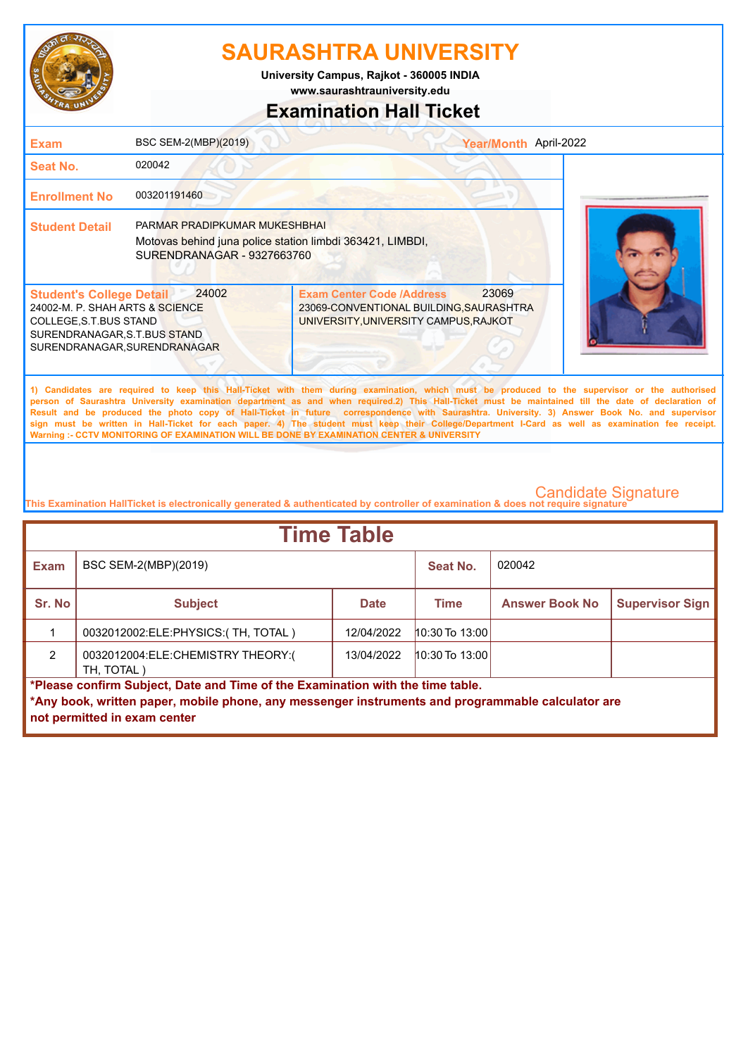# SAURASHTRA UNIVERSITY

**University Campus, Rajkot - 360005 INDIA**
**www.saurashtrauniversity.edu**

## Examination Hall Ticket

| | | | |
|---|---|---|---|
| **Exam** | BSC SEM-2(MBP)(2019) | **Year/Month** | April-2022 |
| **Seat No.** | 020042 | | |
| **Enrollment No** | 003201191460 | | |
| **Student Detail** | PARMAR PRADIPKUMAR MUKESHBHAI<br>Motovas behind juna police station limbdi 363421, LIMBDI, SURENDRANAGAR - 9327663760 | | |

| **Student's College Detail** 24002 | **Exam Center Code /Address** 23069 |
|---|---|
| 24002-M. P. SHAH ARTS & SCIENCE COLLEGE,S.T.BUS STAND SURENDRANAGAR,S.T.BUS STAND SURENDRANAGAR,SURENDRANAGAR | 23069-CONVENTIONAL BUILDING,SAURASHTRA UNIVERSITY,UNIVERSITY CAMPUS,RAJKOT |

1) Candidates are required to keep this Hall-Ticket with them during examination, which must be produced to the supervisor or the authorised person of Saurashtra University examination department as and when required.2) This Hall-Ticket must be maintained till the date of declaration of Result and be produced the photo copy of Hall-Ticket in future correspondence with Saurashtra. University. 3) Answer Book No. and supervisor sign must be written in Hall-Ticket for each paper. 4) The student must keep their College/Department I-Card as well as examination fee receipt.
Warning :- CCTV MONITORING OF EXAMINATION WILL BE DONE BY EXAMINATION CENTER & UNIVERSITY

Candidate Signature

This Examination HallTicket is electronically generated & authenticated by controller of examination & does not require signature

## Time Table

| **Exam** | BSC SEM-2(MBP)(2019) | | **Seat No.** | 020042 | |
|---|---|---|---|---|---|
| **Sr. No** | **Subject** | **Date** | **Time** | **Answer Book No** | **Supervisor Sign** |
| 1 | 0032012002:ELE:PHYSICS:( TH, TOTAL ) | 12/04/2022 | 10:30 To 13:00 | | |
| 2 | 0032012004:ELE:CHEMISTRY THEORY:( TH, TOTAL ) | 13/04/2022 | 10:30 To 13:00 | | |

**\*Please confirm Subject, Date and Time of the Examination with the time table.**
**\*Any book, written paper, mobile phone, any messenger instruments and programmable calculator are not permitted in exam center**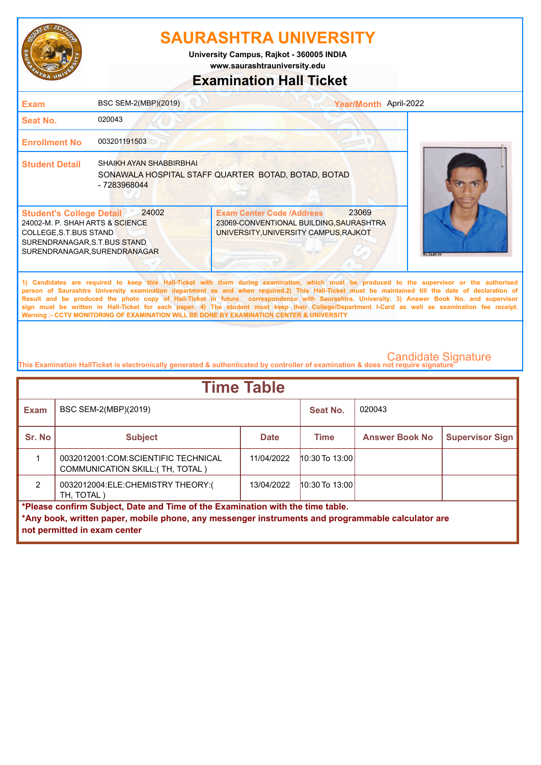# SAURASHTRA UNIVERSITY

**University Campus, Rajkot - 360005 INDIA**
**www.saurashtrauniversity.edu**

## Examination Hall Ticket

| | | | |
|---|---|---|---|
| **Exam** | BSC SEM-2(MBP)(2019) | **Year/Month** | April-2022 |
| **Seat No.** | 020043 | | |
| **Enrollment No** | 003201191503 | | |
| **Student Detail** | SHAIKH AYAN SHABBIRBHAI<br>SONAWALA HOSPITAL STAFF QUARTER BOTAD, BOTAD, BOTAD - 7283968044 | | |

**Student's College Detail** 24002
24002-M. P. SHAH ARTS & SCIENCE COLLEGE,S.T.BUS STAND SURENDRANAGAR,S.T.BUS STAND SURENDRANAGAR,SURENDRANAGAR

**Exam Center Code /Address** 23069
23069-CONVENTIONAL BUILDING,SAURASHTRA UNIVERSITY,UNIVERSITY CAMPUS,RAJKOT

1) Candidates are required to keep this Hall-Ticket with them during examination, which must be produced to the supervisor or the authorised person of Saurashtra University examination department as and when required.2) This Hall-Ticket must be maintained till the date of declaration of Result and be produced the photo copy of Hall-Ticket in future correspondence with Saurashtra. University. 3) Answer Book No. and supervisor sign must be written in Hall-Ticket for each paper. 4) The student must keep their College/Department I-Card as well as examination fee receipt.
Warning :- CCTV MONITORING OF EXAMINATION WILL BE DONE BY EXAMINATION CENTER & UNIVERSITY

Candidate Signature

This Examination HallTicket is electronically generated & authenticated by controller of examination & does not require signature

## Time Table

| Exam | BSC SEM-2(MBP)(2019) | | Seat No. | 020043 | |
|---|---|---|---|---|---|
| **Sr. No** | **Subject** | **Date** | **Time** | **Answer Book No** | **Supervisor Sign** |
| 1 | 0032012001:COM:SCIENTIFIC TECHNICAL COMMUNICATION SKILL:( TH, TOTAL ) | 11/04/2022 | 10:30 To 13:00 | | |
| 2 | 0032012004:ELE:CHEMISTRY THEORY:( TH, TOTAL ) | 13/04/2022 | 10:30 To 13:00 | | |

**\*Please confirm Subject, Date and Time of the Examination with the time table.**
**\*Any book, written paper, mobile phone, any messenger instruments and programmable calculator are not permitted in exam center**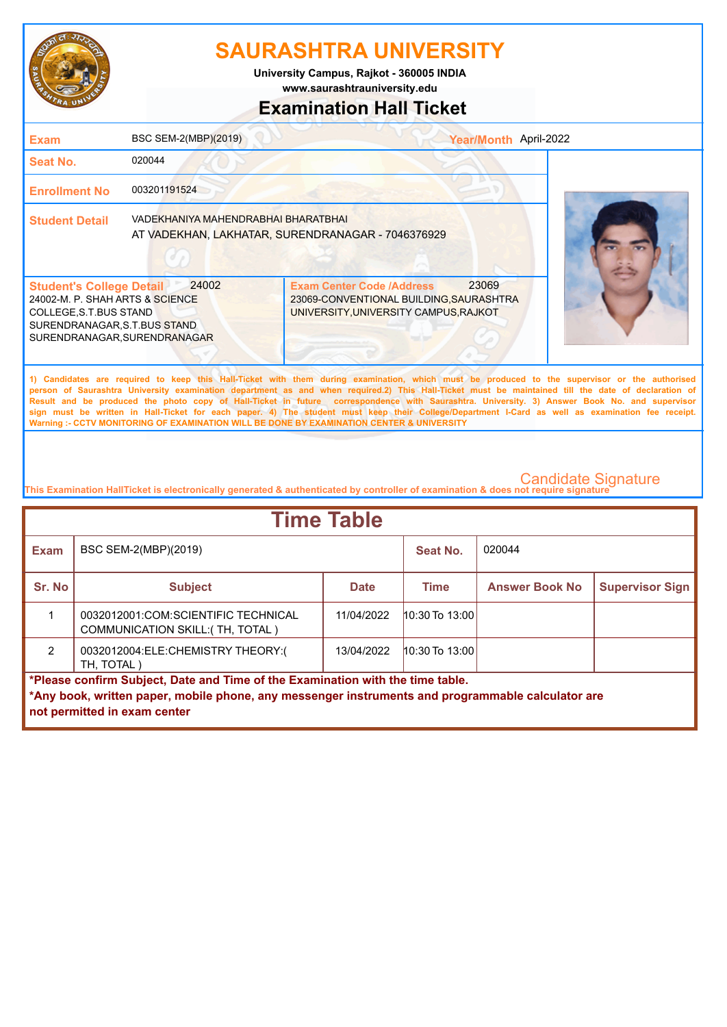# SAURASHTRA UNIVERSITY

**University Campus, Rajkot - 360005 INDIA**
**www.saurashtrauniversity.edu**

## Examination Hall Ticket

| | | | |
|---|---|---|---|
| **Exam** | BSC SEM-2(MBP)(2019) | **Year/Month** | April-2022 |
| **Seat No.** | 020044 | | |
| **Enrollment No** | 003201191524 | | |
| **Student Detail** | VADEKHANIYA MAHENDRABHAI BHARATBHAI<br>AT VADEKHAN, LAKHATAR, SURENDRANAGAR - 7046376929 | | |

| **Student's College Detail** 24002 | **Exam Center Code /Address** 23069 |
|---|---|
| 24002-M. P. SHAH ARTS & SCIENCE COLLEGE,S.T.BUS STAND SURENDRANAGAR,S.T.BUS STAND SURENDRANAGAR,SURENDRANAGAR | 23069-CONVENTIONAL BUILDING,SAURASHTRA UNIVERSITY,UNIVERSITY CAMPUS,RAJKOT |

1) Candidates are required to keep this Hall-Ticket with them during examination, which must be produced to the supervisor or the authorised person of Saurashtra University examination department as and when required.2) This Hall-Ticket must be maintained till the date of declaration of Result and be produced the photo copy of Hall-Ticket in future correspondence with Saurashtra. University. 3) Answer Book No. and supervisor sign must be written in Hall-Ticket for each paper. 4) The student must keep their College/Department I-Card as well as examination fee receipt.
Warning :- CCTV MONITORING OF EXAMINATION WILL BE DONE BY EXAMINATION CENTER & UNIVERSITY

Candidate Signature

This Examination HallTicket is electronically generated & authenticated by controller of examination & does not require signature

## Time Table

**Exam:** BSC SEM-2(MBP)(2019) **Seat No.:** 020044

| Sr. No | Subject | Date | Time | Answer Book No | Supervisor Sign |
|---|---|---|---|---|---|
| 1 | 0032012001:COM:SCIENTIFIC TECHNICAL COMMUNICATION SKILL:( TH, TOTAL ) | 11/04/2022 | 10:30 To 13:00 | | |
| 2 | 0032012004:ELE:CHEMISTRY THEORY:( TH, TOTAL ) | 13/04/2022 | 10:30 To 13:00 | | |

**\*Please confirm Subject, Date and Time of the Examination with the time table.**
**\*Any book, written paper, mobile phone, any messenger instruments and programmable calculator are not permitted in exam center**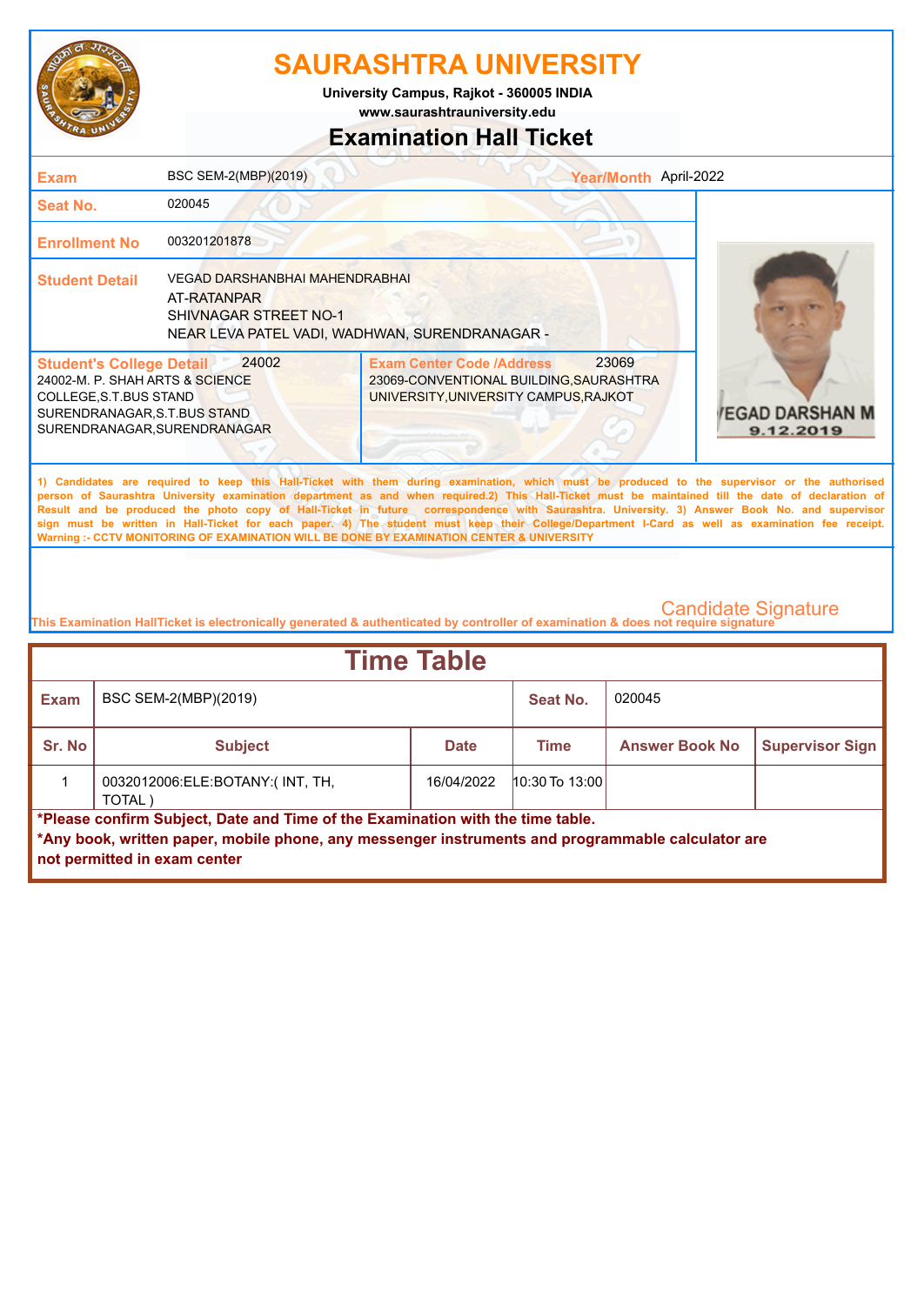# SAURASHTRA UNIVERSITY

**University Campus, Rajkot - 360005 INDIA**

**www.saurashtrauniversity.edu**

## Examination Hall Ticket

| | | | |
|---|---|---|---|
| **Exam** | BSC SEM-2(MBP)(2019) | **Year/Month** | April-2022 |
| **Seat No.** | 020045 | | |
| **Enrollment No** | 003201201878 | | |
| **Student Detail** | VEGAD DARSHANBHAI MAHENDRABHAI<br>AT-RATANPAR<br>SHIVNAGAR STREET NO-1<br>NEAR LEVA PATEL VADI, WADHWAN, SURENDRANAGAR - | | |

| **Student's College Detail** 24002 | **Exam Center Code /Address** 23069 |
|---|---|
| 24002-M. P. SHAH ARTS & SCIENCE COLLEGE,S.T.BUS STAND SURENDRANAGAR,S.T.BUS STAND SURENDRANAGAR,SURENDRANAGAR | 23069-CONVENTIONAL BUILDING,SAURASHTRA UNIVERSITY,UNIVERSITY CAMPUS,RAJKOT |

VEGAD DARSHAN M
9.12.2019

1) Candidates are required to keep this Hall-Ticket with them during examination, which must be produced to the supervisor or the authorised person of Saurashtra University examination department as and when required.2) This Hall-Ticket must be maintained till the date of declaration of Result and be produced the photo copy of Hall-Ticket in future correspondence with Saurashtra. University. 3) Answer Book No. and supervisor sign must be written in Hall-Ticket for each paper. 4) The student must keep their College/Department I-Card as well as examination fee receipt.
Warning :- CCTV MONITORING OF EXAMINATION WILL BE DONE BY EXAMINATION CENTER & UNIVERSITY

Candidate Signature

This Examination HallTicket is electronically generated & authenticated by controller of examination & does not require signature

## Time Table

| **Exam** | BSC SEM-2(MBP)(2019) | | **Seat No.** | 020045 | |
|---|---|---|---|---|---|
| **Sr. No** | **Subject** | **Date** | **Time** | **Answer Book No** | **Supervisor Sign** |
| 1 | 0032012006:ELE:BOTANY:( INT, TH, TOTAL ) | 16/04/2022 | 10:30 To 13:00 | | |

**\*Please confirm Subject, Date and Time of the Examination with the time table.**

**\*Any book, written paper, mobile phone, any messenger instruments and programmable calculator are not permitted in exam center**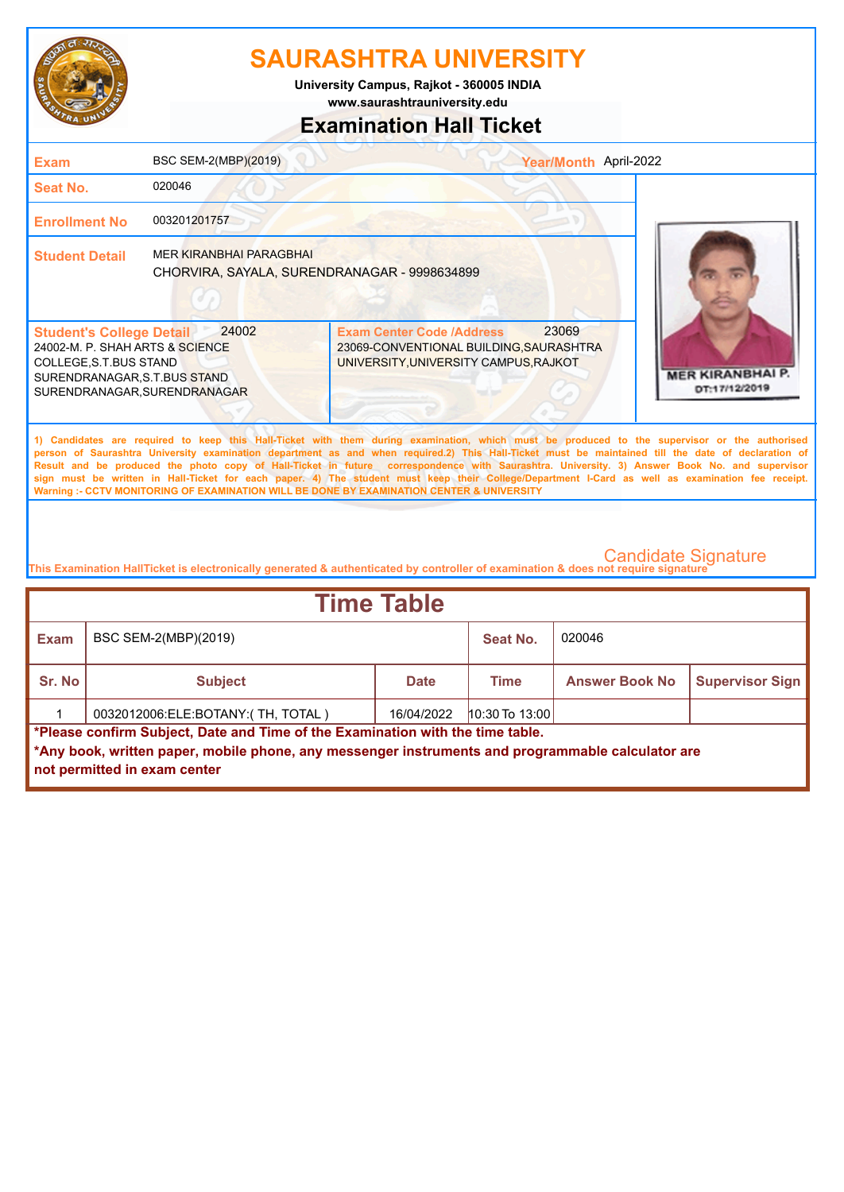# SAURASHTRA UNIVERSITY

**University Campus, Rajkot - 360005 INDIA**
**www.saurashtrauniversity.edu**

## Examination Hall Ticket

| | | | |
|---|---|---|---|
| **Exam** | BSC SEM-2(MBP)(2019) | **Year/Month** | April-2022 |
| **Seat No.** | 020046 | | |
| **Enrollment No** | 003201201757 | | |
| **Student Detail** | MER KIRANBHAI PARAGBHAI<br>CHORVIRA, SAYALA, SURENDRANAGAR - 9998634899 | | |

MER KIRANBHAI P.
DT:17/12/2019

| **Student's College Detail** 24002 | **Exam Center Code /Address** 23069 |
|---|---|
| 24002-M. P. SHAH ARTS & SCIENCE COLLEGE,S.T.BUS STAND SURENDRANAGAR,S.T.BUS STAND SURENDRANAGAR,SURENDRANAGAR | 23069-CONVENTIONAL BUILDING,SAURASHTRA UNIVERSITY,UNIVERSITY CAMPUS,RAJKOT |

1) Candidates are required to keep this Hall-Ticket with them during examination, which must be produced to the supervisor or the authorised person of Saurashtra University examination department as and when required.2) This Hall-Ticket must be maintained till the date of declaration of Result and be produced the photo copy of Hall-Ticket in future correspondence with Saurashtra. University. 3) Answer Book No. and supervisor sign must be written in Hall-Ticket for each paper. 4) The student must keep their College/Department I-Card as well as examination fee receipt.
**Warning :- CCTV MONITORING OF EXAMINATION WILL BE DONE BY EXAMINATION CENTER & UNIVERSITY**

Candidate Signature

This Examination HallTicket is electronically generated & authenticated by controller of examination & does not require signature

## Time Table

| **Exam** | BSC SEM-2(MBP)(2019) | | **Seat No.** | 020046 | |
|---|---|---|---|---|---|
| **Sr. No** | **Subject** | **Date** | **Time** | **Answer Book No** | **Supervisor Sign** |
| 1 | 0032012006:ELE:BOTANY:( TH, TOTAL ) | 16/04/2022 | 10:30 To 13:00 | | |

**\*Please confirm Subject, Date and Time of the Examination with the time table.**
**\*Any book, written paper, mobile phone, any messenger instruments and programmable calculator are not permitted in exam center**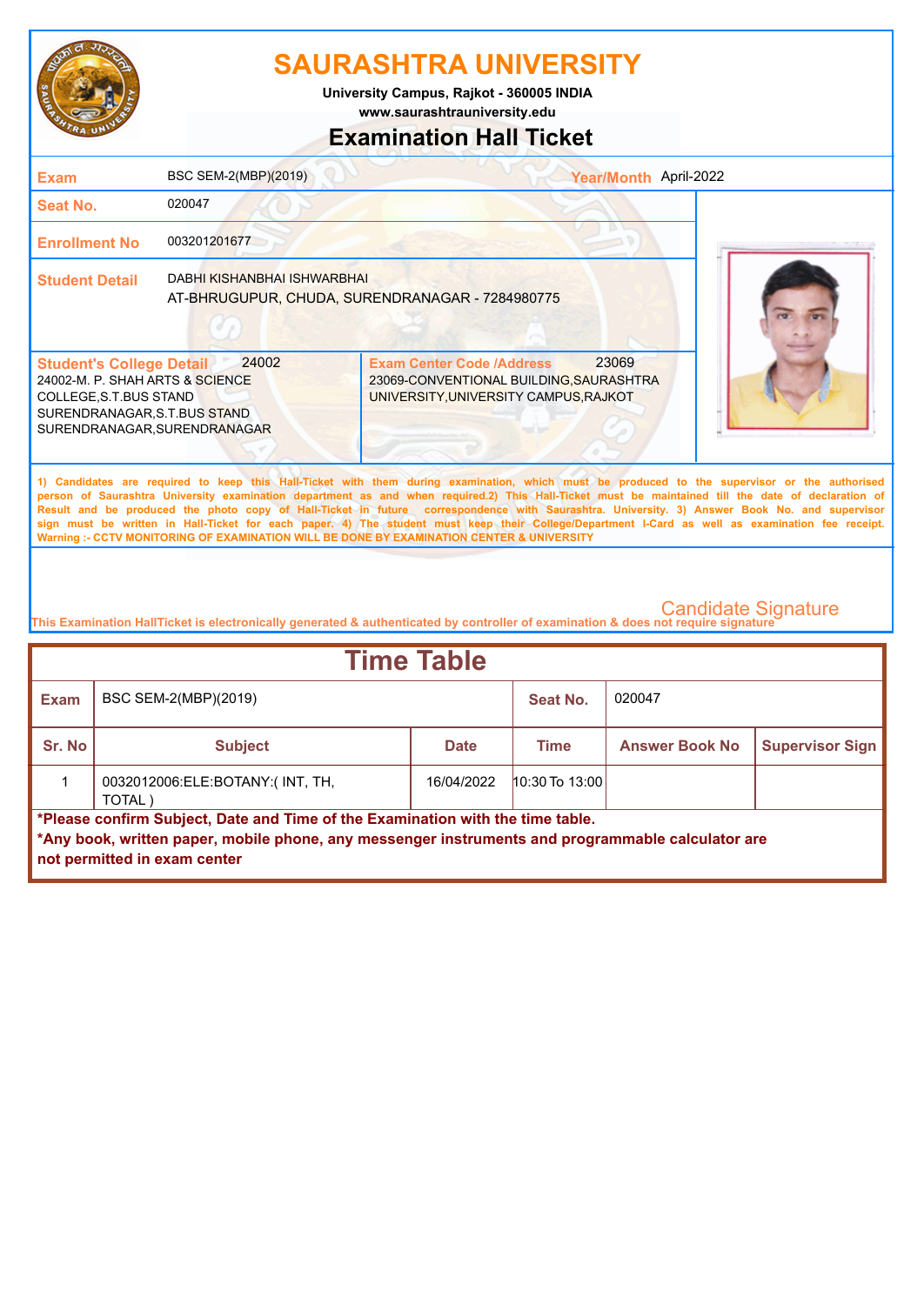# SAURASHTRA UNIVERSITY

**University Campus, Rajkot - 360005 INDIA**
**www.saurashtrauniversity.edu**

## Examination Hall Ticket

| | | | |
|---|---|---|---|
| **Exam** | BSC SEM-2(MBP)(2019) | **Year/Month** | April-2022 |
| **Seat No.** | 020047 | | |
| **Enrollment No** | 003201201677 | | |
| **Student Detail** | DABHI KISHANBHAI ISHWARBHAI<br>AT-BHRUGUPUR, CHUDA, SURENDRANAGAR - 7284980775 | | |

**Student's College Detail** 24002
24002-M. P. SHAH ARTS & SCIENCE COLLEGE,S.T.BUS STAND SURENDRANAGAR,S.T.BUS STAND SURENDRANAGAR,SURENDRANAGAR

**Exam Center Code /Address** 23069
23069-CONVENTIONAL BUILDING,SAURASHTRA UNIVERSITY,UNIVERSITY CAMPUS,RAJKOT

1) Candidates are required to keep this Hall-Ticket with them during examination, which must be produced to the supervisor or the authorised person of Saurashtra University examination department as and when required.2) This Hall-Ticket must be maintained till the date of declaration of Result and be produced the photo copy of Hall-Ticket in future correspondence with Saurashtra. University. 3) Answer Book No. and supervisor sign must be written in Hall-Ticket for each paper. 4) The student must keep their College/Department I-Card as well as examination fee receipt.
Warning :- CCTV MONITORING OF EXAMINATION WILL BE DONE BY EXAMINATION CENTER & UNIVERSITY

Candidate Signature

This Examination HallTicket is electronically generated & authenticated by controller of examination & does not require signature

## Time Table

| **Exam** | BSC SEM-2(MBP)(2019) | | **Seat No.** | 020047 | |
|---|---|---|---|---|---|
| **Sr. No** | **Subject** | **Date** | **Time** | **Answer Book No** | **Supervisor Sign** |
| 1 | 0032012006:ELE:BOTANY:( INT, TH, TOTAL ) | 16/04/2022 | 10:30 To 13:00 | | |

***Please confirm Subject, Date and Time of the Examination with the time table.**
***Any book, written paper, mobile phone, any messenger instruments and programmable calculator are not permitted in exam center**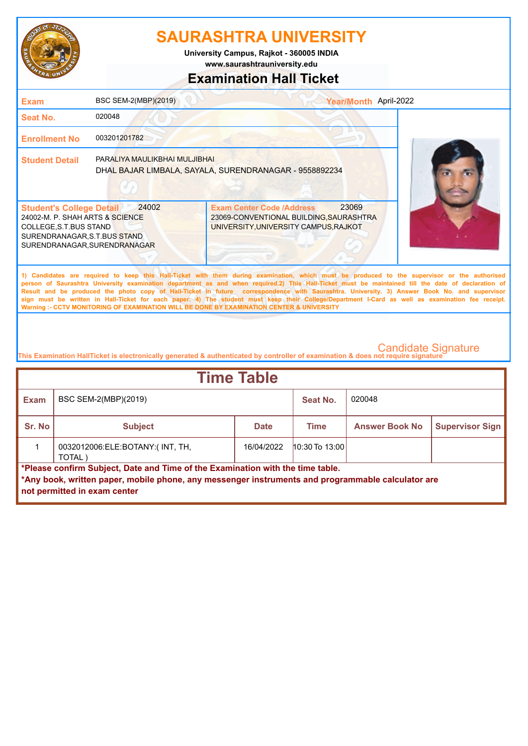# SAURASHTRA UNIVERSITY

**University Campus, Rajkot - 360005 INDIA**
**www.saurashtrauniversity.edu**

## Examination Hall Ticket

| | | | |
|---|---|---|---|
| **Exam** | BSC SEM-2(MBP)(2019) | **Year/Month** | April-2022 |
| **Seat No.** | 020048 | | |
| **Enrollment No** | 003201201782 | | |
| **Student Detail** | PARALIYA MAULIKBHAI MULJIBHAI<br>DHAL BAJAR LIMBALA, SAYALA, SURENDRANAGAR - 9558892234 | | |

| **Student's College Detail** 24002 | **Exam Center Code /Address** 23069 |
|---|---|
| 24002-M. P. SHAH ARTS & SCIENCE COLLEGE,S.T.BUS STAND SURENDRANAGAR,S.T.BUS STAND SURENDRANAGAR,SURENDRANAGAR | 23069-CONVENTIONAL BUILDING,SAURASHTRA UNIVERSITY,UNIVERSITY CAMPUS,RAJKOT |

1) Candidates are required to keep this Hall-Ticket with them during examination, which must be produced to the supervisor or the authorised person of Saurashtra University examination department as and when required.2) This Hall-Ticket must be maintained till the date of declaration of Result and be produced the photo copy of Hall-Ticket in future correspondence with Saurashtra. University. 3) Answer Book No. and supervisor sign must be written in Hall-Ticket for each paper. 4) The student must keep their College/Department I-Card as well as examination fee receipt.
Warning :- CCTV MONITORING OF EXAMINATION WILL BE DONE BY EXAMINATION CENTER & UNIVERSITY

Candidate Signature

This Examination HallTicket is electronically generated & authenticated by controller of examination & does not require signature

## Time Table

| **Exam** | BSC SEM-2(MBP)(2019) | | **Seat No.** | 020048 | |
|---|---|---|---|---|---|
| **Sr. No** | **Subject** | **Date** | **Time** | **Answer Book No** | **Supervisor Sign** |
| 1 | 0032012006:ELE:BOTANY:( INT, TH, TOTAL ) | 16/04/2022 | 10:30 To 13:00 | | |

**\*Please confirm Subject, Date and Time of the Examination with the time table.**
**\*Any book, written paper, mobile phone, any messenger instruments and programmable calculator are not permitted in exam center**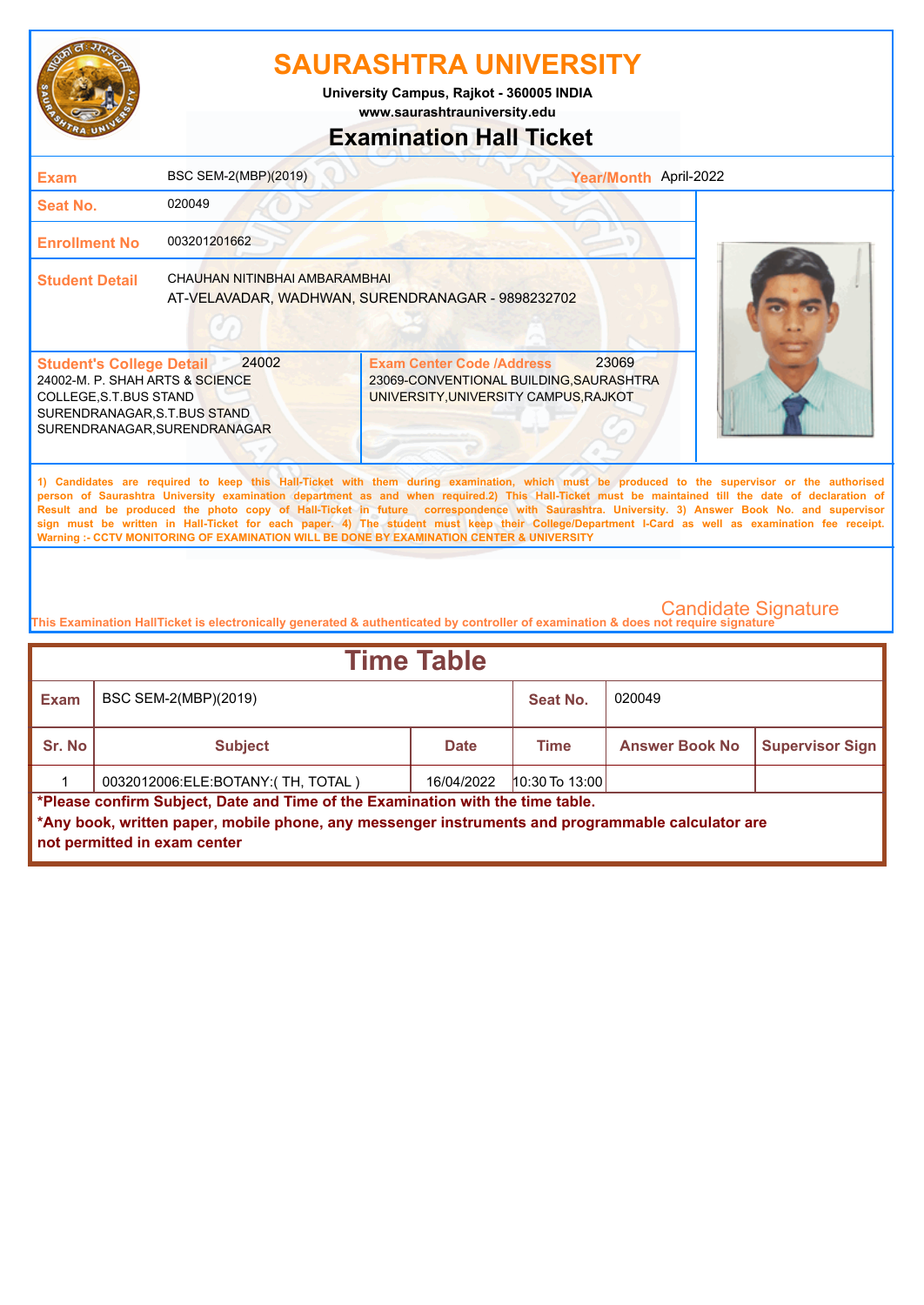# SAURASHTRA UNIVERSITY

**University Campus, Rajkot - 360005 INDIA**
**www.saurashtrauniversity.edu**

## Examination Hall Ticket

| | | | |
|---|---|---|---|
| **Exam** | BSC SEM-2(MBP)(2019) | **Year/Month** | April-2022 |
| **Seat No.** | 020049 | | |
| **Enrollment No** | 003201201662 | | |
| **Student Detail** | CHAUHAN NITINBHAI AMBARAMBHAI<br>AT-VELAVADAR, WADHWAN, SURENDRANAGAR - 9898232702 | | |

| **Student's College Detail** 24002 | **Exam Center Code /Address** 23069 |
|---|---|
| 24002-M. P. SHAH ARTS & SCIENCE COLLEGE,S.T.BUS STAND SURENDRANAGAR,S.T.BUS STAND SURENDRANAGAR,SURENDRANAGAR | 23069-CONVENTIONAL BUILDING,SAURASHTRA UNIVERSITY,UNIVERSITY CAMPUS,RAJKOT |

1) Candidates are required to keep this Hall-Ticket with them during examination, which must be produced to the supervisor or the authorised person of Saurashtra University examination department as and when required.2) This Hall-Ticket must be maintained till the date of declaration of Result and be produced the photo copy of Hall-Ticket in future correspondence with Saurashtra. University. 3) Answer Book No. and supervisor sign must be written in Hall-Ticket for each paper. 4) The student must keep their College/Department I-Card as well as examination fee receipt.
Warning :- CCTV MONITORING OF EXAMINATION WILL BE DONE BY EXAMINATION CENTER & UNIVERSITY

Candidate Signature

This Examination HallTicket is electronically generated & authenticated by controller of examination & does not require signature

## Time Table

| **Exam** | BSC SEM-2(MBP)(2019) | | **Seat No.** | 020049 | |
|---|---|---|---|---|---|
| **Sr. No** | **Subject** | **Date** | **Time** | **Answer Book No** | **Supervisor Sign** |
| 1 | 0032012006:ELE:BOTANY:( TH, TOTAL ) | 16/04/2022 | 10:30 To 13:00 | | |

**\*Please confirm Subject, Date and Time of the Examination with the time table.**

**\*Any book, written paper, mobile phone, any messenger instruments and programmable calculator are not permitted in exam center**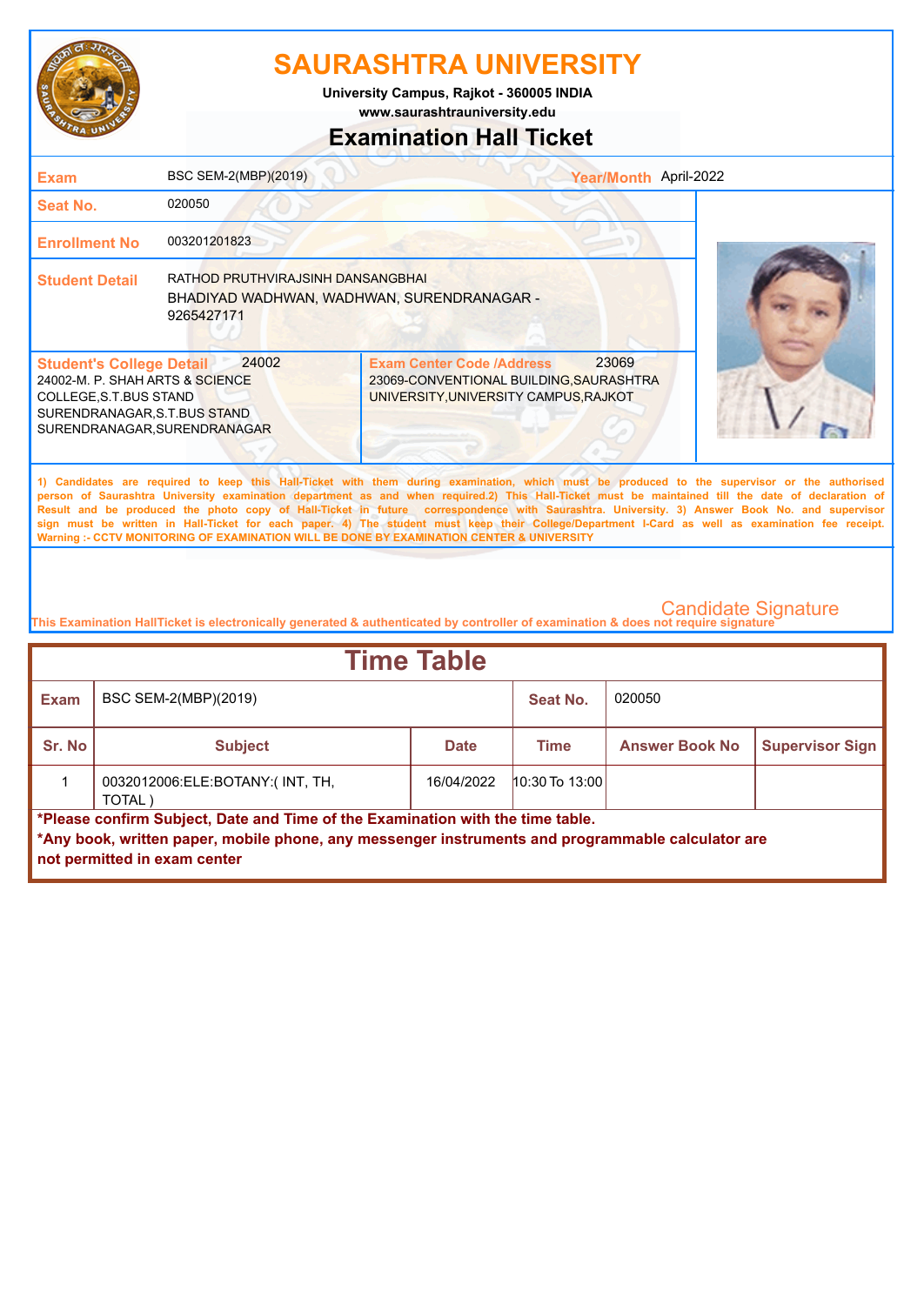# SAURASHTRA UNIVERSITY

**University Campus, Rajkot - 360005 INDIA**
**www.saurashtrauniversity.edu**

## Examination Hall Ticket

| | | | |
|---|---|---|---|
| **Exam** | BSC SEM-2(MBP)(2019) | **Year/Month** | April-2022 |
| **Seat No.** | 020050 | | |
| **Enrollment No** | 003201201823 | | |
| **Student Detail** | RATHOD PRUTHVIRAJSINH DANSANGBHAI<br>BHADIYAD WADHWAN, WADHWAN, SURENDRANAGAR - 9265427171 | | |

| **Student's College Detail** 24002 | **Exam Center Code /Address** 23069 |
|---|---|
| 24002-M. P. SHAH ARTS & SCIENCE COLLEGE,S.T.BUS STAND SURENDRANAGAR,S.T.BUS STAND SURENDRANAGAR,SURENDRANAGAR | 23069-CONVENTIONAL BUILDING,SAURASHTRA UNIVERSITY,UNIVERSITY CAMPUS,RAJKOT |

1) Candidates are required to keep this Hall-Ticket with them during examination, which must be produced to the supervisor or the authorised person of Saurashtra University examination department as and when required.2) This Hall-Ticket must be maintained till the date of declaration of Result and be produced the photo copy of Hall-Ticket in future correspondence with Saurashtra. University. 3) Answer Book No. and supervisor sign must be written in Hall-Ticket for each paper. 4) The student must keep their College/Department I-Card as well as examination fee receipt.
Warning :- CCTV MONITORING OF EXAMINATION WILL BE DONE BY EXAMINATION CENTER & UNIVERSITY

Candidate Signature

This Examination HallTicket is electronically generated & authenticated by controller of examination & does not require signature

## Time Table

| Exam | BSC SEM-2(MBP)(2019) | | Seat No. | 020050 | |
|---|---|---|---|---|---|
| **Sr. No** | **Subject** | **Date** | **Time** | **Answer Book No** | **Supervisor Sign** |
| 1 | 0032012006:ELE:BOTANY:( INT, TH, TOTAL ) | 16/04/2022 | 10:30 To 13:00 | | |

**\*Please confirm Subject, Date and Time of the Examination with the time table.**
**\*Any book, written paper, mobile phone, any messenger instruments and programmable calculator are not permitted in exam center**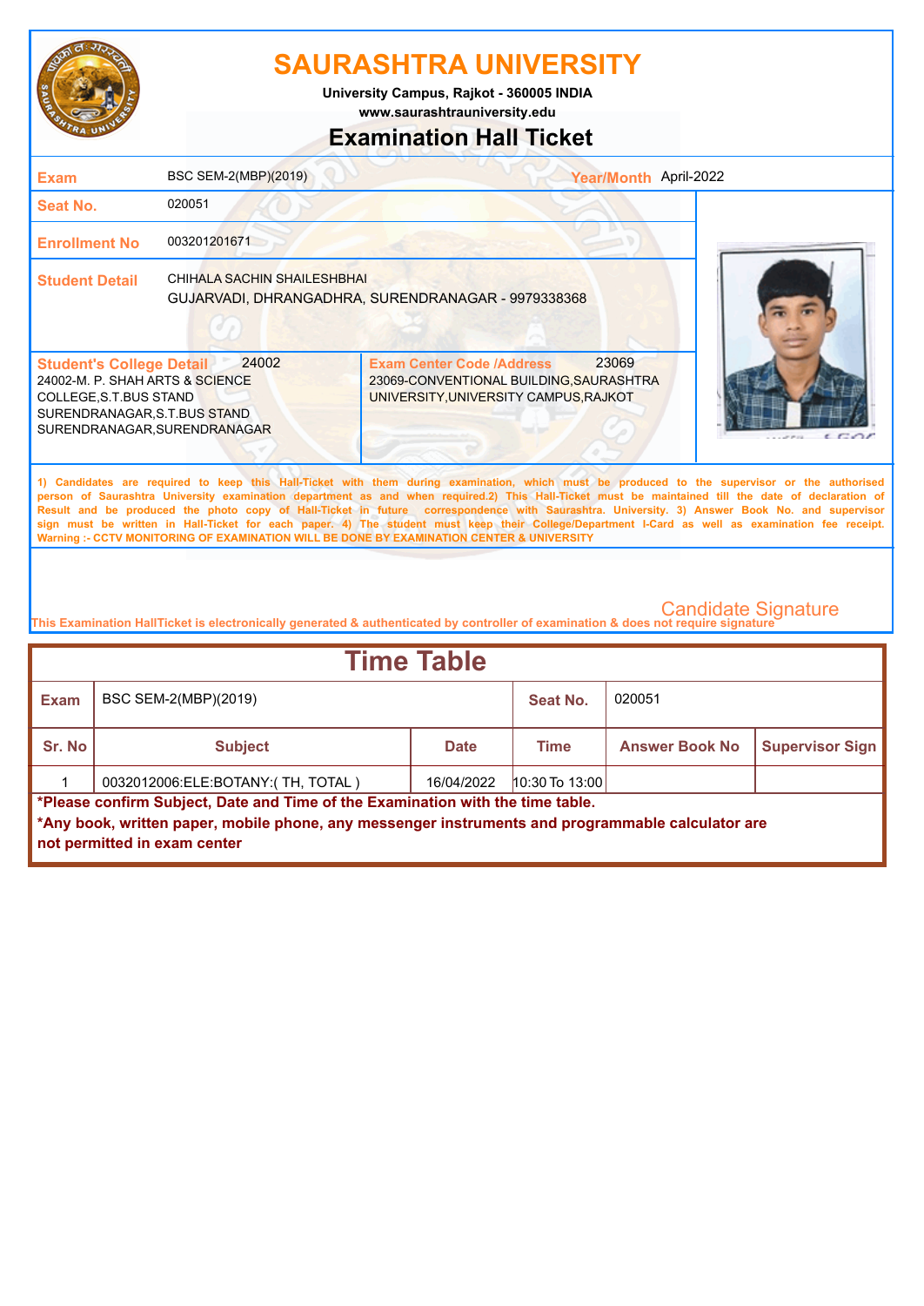# SAURASHTRA UNIVERSITY

**University Campus, Rajkot - 360005 INDIA**
**www.saurashtrauniversity.edu**

## Examination Hall Ticket

| | | | |
|---|---|---|---|
| **Exam** | BSC SEM-2(MBP)(2019) | **Year/Month** | April-2022 |
| **Seat No.** | 020051 | | |
| **Enrollment No** | 003201201671 | | |
| **Student Detail** | CHIHALA SACHIN SHAILESHBHAI GUJARVADI, DHRANGADHRA, SURENDRANAGAR - 9979338368 | | |

| **Student's College Detail** 24002 | **Exam Center Code /Address** 23069 |
|---|---|
| 24002-M. P. SHAH ARTS & SCIENCE COLLEGE,S.T.BUS STAND SURENDRANAGAR,S.T.BUS STAND SURENDRANAGAR,SURENDRANAGAR | 23069-CONVENTIONAL BUILDING,SAURASHTRA UNIVERSITY,UNIVERSITY CAMPUS,RAJKOT |

1) Candidates are required to keep this Hall-Ticket with them during examination, which must be produced to the supervisor or the authorised person of Saurashtra University examination department as and when required.2) This Hall-Ticket must be maintained till the date of declaration of Result and be produced the photo copy of Hall-Ticket in future correspondence with Saurashtra. University. 3) Answer Book No. and supervisor sign must be written in Hall-Ticket for each paper. 4) The student must keep their College/Department I-Card as well as examination fee receipt.
Warning :- CCTV MONITORING OF EXAMINATION WILL BE DONE BY EXAMINATION CENTER & UNIVERSITY

Candidate Signature

This Examination HallTicket is electronically generated & authenticated by controller of examination & does not require signature

## Time Table

| Exam | BSC SEM-2(MBP)(2019) | | Seat No. | 020051 | |
|---|---|---|---|---|---|
| **Sr. No** | **Subject** | **Date** | **Time** | **Answer Book No** | **Supervisor Sign** |
| 1 | 0032012006:ELE:BOTANY:( TH, TOTAL ) | 16/04/2022 | 10:30 To 13:00 | | |

**\*Please confirm Subject, Date and Time of the Examination with the time table.**
**\*Any book, written paper, mobile phone, any messenger instruments and programmable calculator are not permitted in exam center**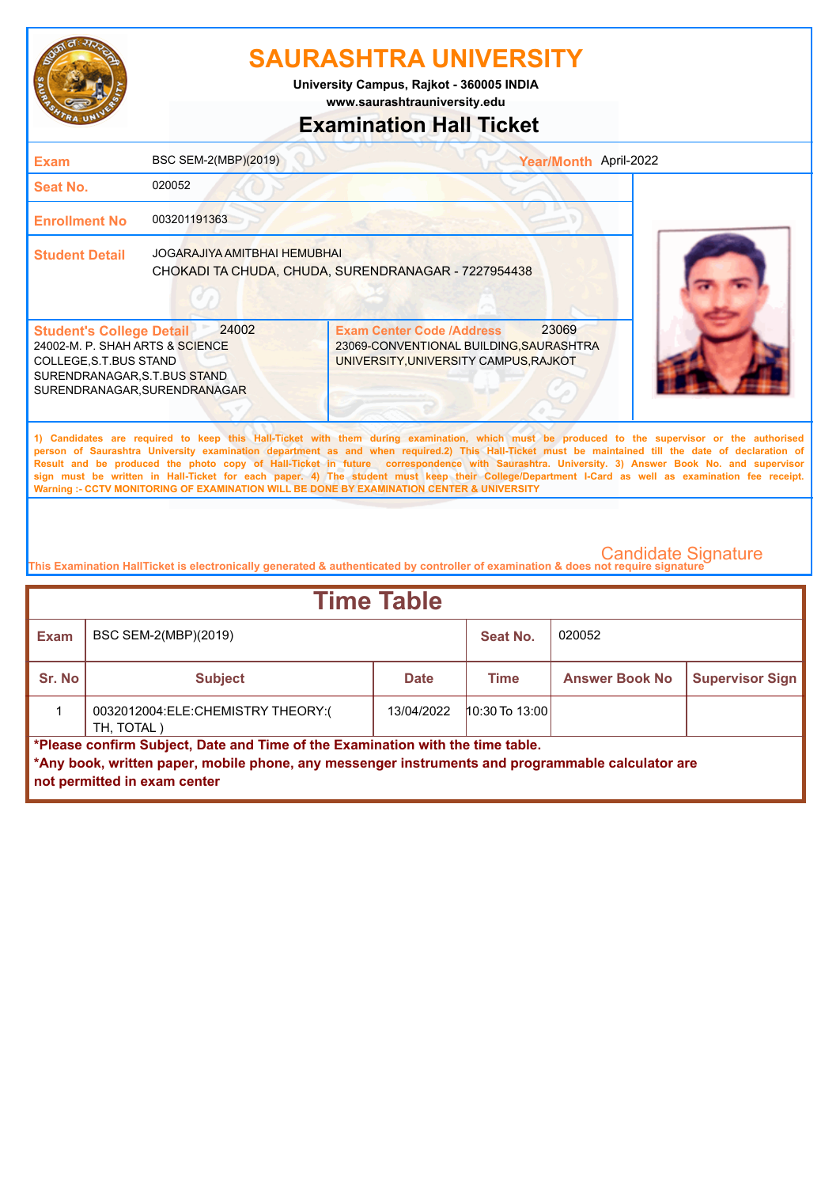# SAURASHTRA UNIVERSITY

**University Campus, Rajkot - 360005 INDIA**

**www.saurashtrauniversity.edu**

## Examination Hall Ticket

| | | | |
|---|---|---|---|
| **Exam** | BSC SEM-2(MBP)(2019) | **Year/Month** | April-2022 |
| **Seat No.** | 020052 | | |
| **Enrollment No** | 003201191363 | | |
| **Student Detail** | JOGARAJIYA AMITBHAI HEMUBHAI<br>CHOKADI TA CHUDA, CHUDA, SURENDRANAGAR - 7227954438 | | |

| **Student's College Detail** 24002 | **Exam Center Code /Address** 23069 |
|---|---|
| 24002-M. P. SHAH ARTS & SCIENCE COLLEGE,S.T.BUS STAND SURENDRANAGAR,S.T.BUS STAND SURENDRANAGAR,SURENDRANAGAR | 23069-CONVENTIONAL BUILDING,SAURASHTRA UNIVERSITY,UNIVERSITY CAMPUS,RAJKOT |

1) Candidates are required to keep this Hall-Ticket with them during examination, which must be produced to the supervisor or the authorised person of Saurashtra University examination department as and when required.2) This Hall-Ticket must be maintained till the date of declaration of Result and be produced the photo copy of Hall-Ticket in future correspondence with Saurashtra. University. 3) Answer Book No. and supervisor sign must be written in Hall-Ticket for each paper. 4) The student must keep their College/Department I-Card as well as examination fee receipt.
Warning :- CCTV MONITORING OF EXAMINATION WILL BE DONE BY EXAMINATION CENTER & UNIVERSITY

Candidate Signature

This Examination HallTicket is electronically generated & authenticated by controller of examination & does not require signature

## Time Table

| **Exam** | BSC SEM-2(MBP)(2019) | | **Seat No.** | 020052 | |
|---|---|---|---|---|---|
| **Sr. No** | **Subject** | **Date** | **Time** | **Answer Book No** | **Supervisor Sign** |
| 1 | 0032012004:ELE:CHEMISTRY THEORY:( TH, TOTAL ) | 13/04/2022 | 10:30 To 13:00 | | |

**\*Please confirm Subject, Date and Time of the Examination with the time table.**

**\*Any book, written paper, mobile phone, any messenger instruments and programmable calculator are not permitted in exam center**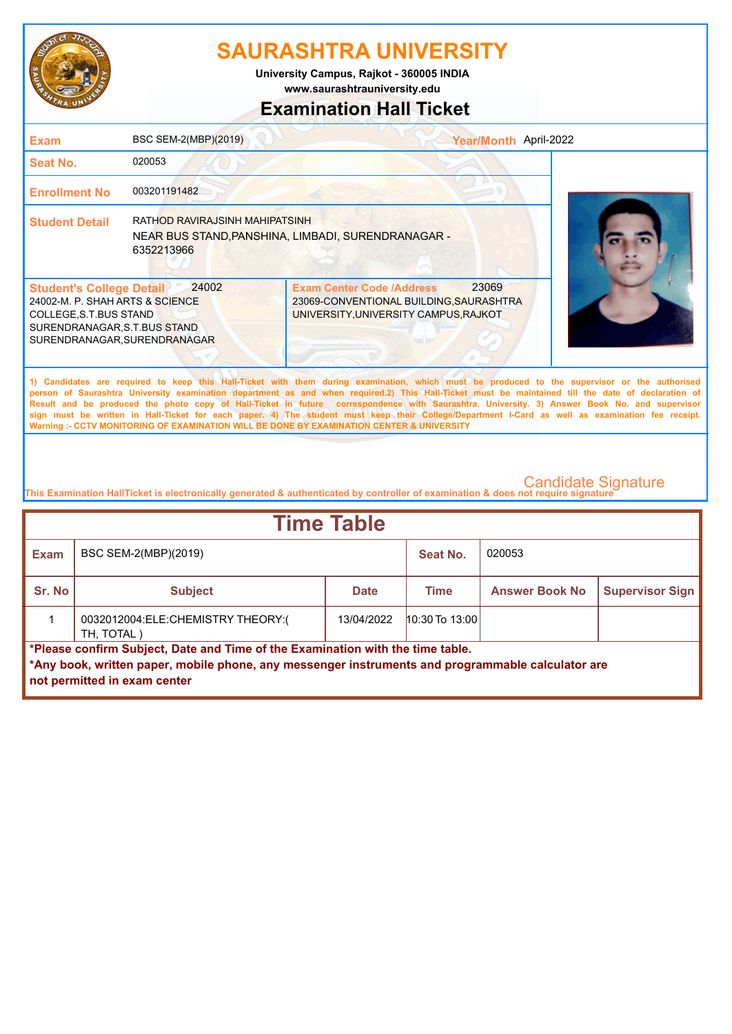# SAURASHTRA UNIVERSITY

**University Campus, Rajkot - 360005 INDIA**
**www.saurashtrauniversity.edu**

## Examination Hall Ticket

| | | | |
|---|---|---|---|
| **Exam** | BSC SEM-2(MBP)(2019) | **Year/Month** | April-2022 |
| **Seat No.** | 020053 | | |
| **Enrollment No** | 003201191482 | | |
| **Student Detail** | RATHOD RAVIRAJSINH MAHIPATSINH<br>NEAR BUS STAND,PANSHINA, LIMBADI, SURENDRANAGAR - 6352213966 | | |

| **Student's College Detail** 24002 | **Exam Center Code /Address** 23069 |
|---|---|
| 24002-M. P. SHAH ARTS & SCIENCE COLLEGE,S.T.BUS STAND SURENDRANAGAR,S.T.BUS STAND SURENDRANAGAR,SURENDRANAGAR | 23069-CONVENTIONAL BUILDING,SAURASHTRA UNIVERSITY,UNIVERSITY CAMPUS,RAJKOT |

1) Candidates are required to keep this Hall-Ticket with them during examination, which must be produced to the supervisor or the authorised person of Saurashtra University examination department as and when required.2) This Hall-Ticket must be maintained till the date of declaration of Result and be produced the photo copy of Hall-Ticket in future correspondence with Saurashtra. University. 3) Answer Book No. and supervisor sign must be written in Hall-Ticket for each paper. 4) The student must keep their College/Department I-Card as well as examination fee receipt.
Warning :- CCTV MONITORING OF EXAMINATION WILL BE DONE BY EXAMINATION CENTER & UNIVERSITY

Candidate Signature

This Examination HallTicket is electronically generated & authenticated by controller of examination & does not require signature

## Time Table

| **Exam** | BSC SEM-2(MBP)(2019) | | **Seat No.** | 020053 | |
|---|---|---|---|---|---|
| **Sr. No** | **Subject** | **Date** | **Time** | **Answer Book No** | **Supervisor Sign** |
| 1 | 0032012004:ELE:CHEMISTRY THEORY:( TH, TOTAL ) | 13/04/2022 | 10:30 To 13:00 | | |

**\*Please confirm Subject, Date and Time of the Examination with the time table.**
**\*Any book, written paper, mobile phone, any messenger instruments and programmable calculator are not permitted in exam center**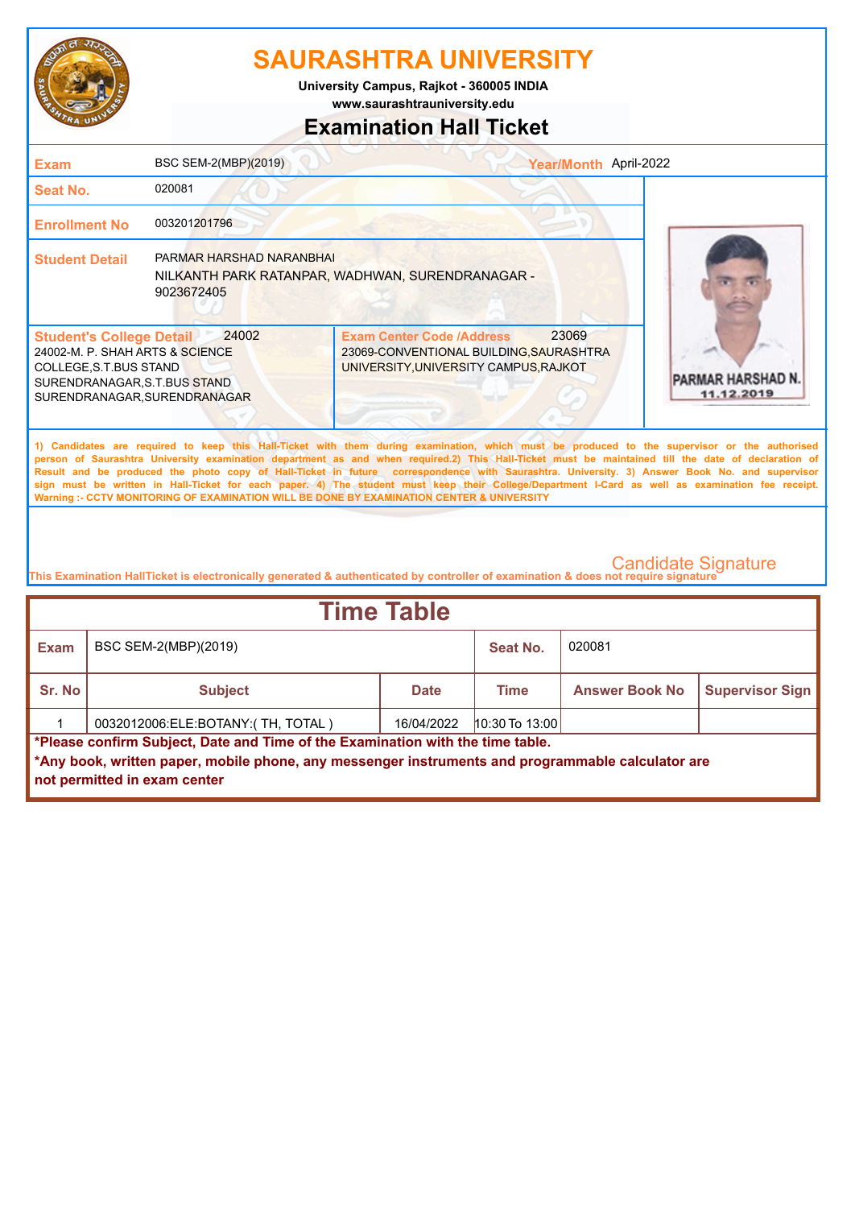# SAURASHTRA UNIVERSITY

University Campus, Rajkot - 360005 INDIA
www.saurashtrauniversity.edu

## Examination Hall Ticket

| | |
|---|---|
| **Exam** | BSC SEM-2(MBP)(2019) |
| **Year/Month** | April-2022 |
| **Seat No.** | 020081 |
| **Enrollment No** | 003201201796 |
| **Student Detail** | PARMAR HARSHAD NARANBHAI<br>NILKANTH PARK RATANPAR, WADHWAN, SURENDRANAGAR - 9023672405 |

**Student's College Detail** 24002
24002-M. P. SHAH ARTS & SCIENCE COLLEGE,S.T.BUS STAND SURENDRANAGAR,S.T.BUS STAND SURENDRANAGAR,SURENDRANAGAR

**Exam Center Code /Address** 23069
23069-CONVENTIONAL BUILDING,SAURASHTRA UNIVERSITY,UNIVERSITY CAMPUS,RAJKOT

PARMAR HARSHAD N.
11.12.2019

1) Candidates are required to keep this Hall-Ticket with them during examination, which must be produced to the supervisor or the authorised person of Saurashtra University examination department as and when required.2) This Hall-Ticket must be maintained till the date of declaration of Result and be produced the photo copy of Hall-Ticket in future correspondence with Saurashtra. University. 3) Answer Book No. and supervisor sign must be written in Hall-Ticket for each paper. 4) The student must keep their College/Department I-Card as well as examination fee receipt.
Warning :- CCTV MONITORING OF EXAMINATION WILL BE DONE BY EXAMINATION CENTER & UNIVERSITY

Candidate Signature

This Examination HallTicket is electronically generated & authenticated by controller of examination & does not require signature

## Time Table

| Exam | BSC SEM-2(MBP)(2019) | | Seat No. | 020081 | |
|---|---|---|---|---|---|
| **Sr. No** | **Subject** | **Date** | **Time** | **Answer Book No** | **Supervisor Sign** |
| 1 | 0032012006:ELE:BOTANY:( TH, TOTAL ) | 16/04/2022 | 10:30 To 13:00 | | |

*Please confirm Subject, Date and Time of the Examination with the time table.
*Any book, written paper, mobile phone, any messenger instruments and programmable calculator are not permitted in exam center